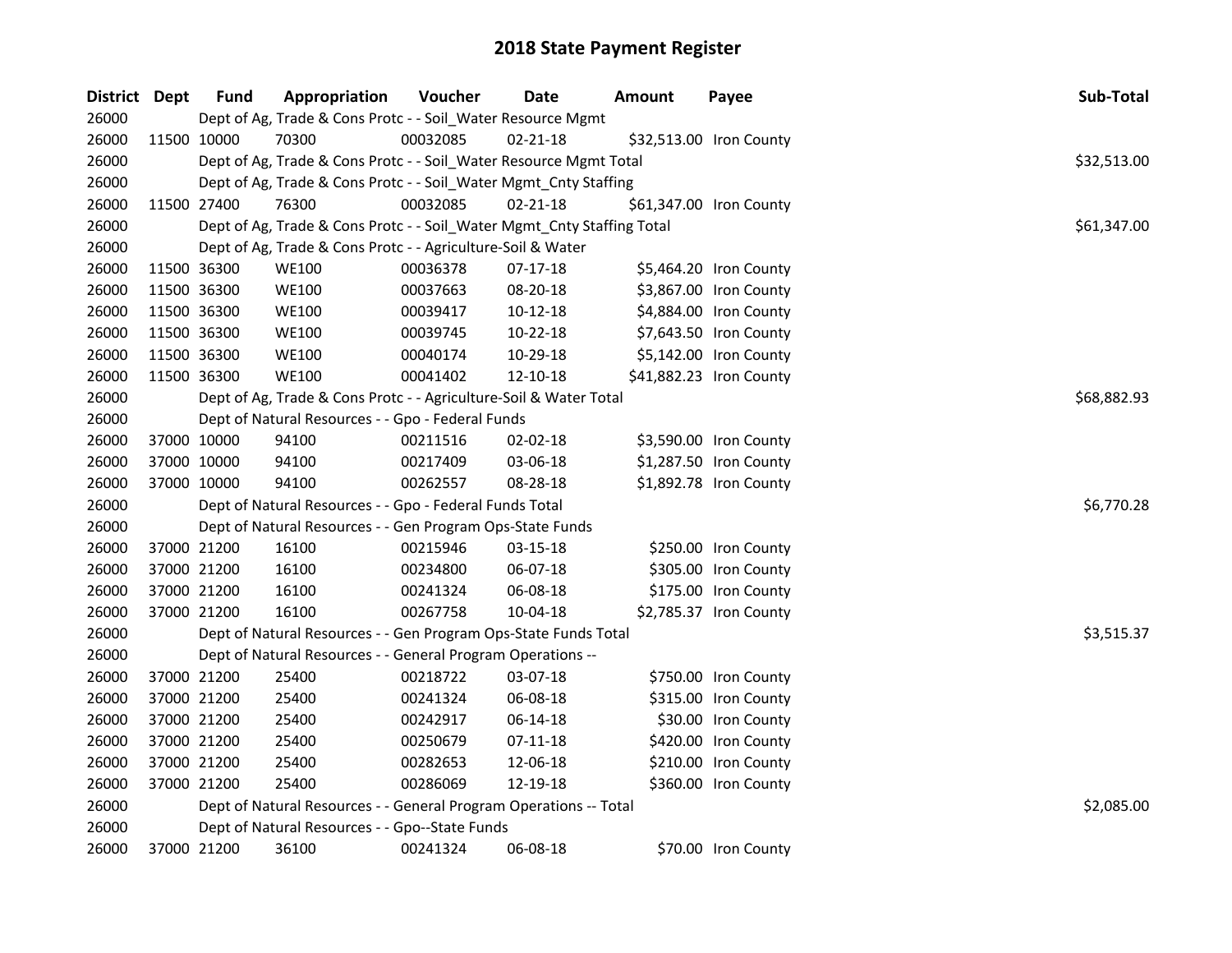# 2018 State Payment Register

| District | Dept | Fund | Appropriation | Voucher | Date | Amount | Payee | Sub-Total |
|---|---|---|---|---|---|---|---|---|
| 26000 | | Dept of Ag, Trade & Cons Protc - - Soil_Water Resource Mgmt | | | | | | |
| 26000 | 11500 | 10000 | 70300 | 00032085 | 02-21-18 | $32,513.00 | Iron County | |
| 26000 | | Dept of Ag, Trade & Cons Protc - - Soil_Water Resource Mgmt Total | | | | | | $32,513.00 |
| 26000 | | Dept of Ag, Trade & Cons Protc - - Soil_Water Mgmt_Cnty Staffing | | | | | | |
| 26000 | 11500 | 27400 | 76300 | 00032085 | 02-21-18 | $61,347.00 | Iron County | |
| 26000 | | Dept of Ag, Trade & Cons Protc - - Soil_Water Mgmt_Cnty Staffing Total | | | | | | $61,347.00 |
| 26000 | | Dept of Ag, Trade & Cons Protc - - Agriculture-Soil & Water | | | | | | |
| 26000 | 11500 | 36300 | WE100 | 00036378 | 07-17-18 | $5,464.20 | Iron County | |
| 26000 | 11500 | 36300 | WE100 | 00037663 | 08-20-18 | $3,867.00 | Iron County | |
| 26000 | 11500 | 36300 | WE100 | 00039417 | 10-12-18 | $4,884.00 | Iron County | |
| 26000 | 11500 | 36300 | WE100 | 00039745 | 10-22-18 | $7,643.50 | Iron County | |
| 26000 | 11500 | 36300 | WE100 | 00040174 | 10-29-18 | $5,142.00 | Iron County | |
| 26000 | 11500 | 36300 | WE100 | 00041402 | 12-10-18 | $41,882.23 | Iron County | |
| 26000 | | Dept of Ag, Trade & Cons Protc - - Agriculture-Soil & Water Total | | | | | | $68,882.93 |
| 26000 | | Dept of Natural Resources - - Gpo - Federal Funds | | | | | | |
| 26000 | 37000 | 10000 | 94100 | 00211516 | 02-02-18 | $3,590.00 | Iron County | |
| 26000 | 37000 | 10000 | 94100 | 00217409 | 03-06-18 | $1,287.50 | Iron County | |
| 26000 | 37000 | 10000 | 94100 | 00262557 | 08-28-18 | $1,892.78 | Iron County | |
| 26000 | | Dept of Natural Resources - - Gpo - Federal Funds Total | | | | | | $6,770.28 |
| 26000 | | Dept of Natural Resources - - Gen Program Ops-State Funds | | | | | | |
| 26000 | 37000 | 21200 | 16100 | 00215946 | 03-15-18 | $250.00 | Iron County | |
| 26000 | 37000 | 21200 | 16100 | 00234800 | 06-07-18 | $305.00 | Iron County | |
| 26000 | 37000 | 21200 | 16100 | 00241324 | 06-08-18 | $175.00 | Iron County | |
| 26000 | 37000 | 21200 | 16100 | 00267758 | 10-04-18 | $2,785.37 | Iron County | |
| 26000 | | Dept of Natural Resources - - Gen Program Ops-State Funds Total | | | | | | $3,515.37 |
| 26000 | | Dept of Natural Resources - - General Program Operations -- | | | | | | |
| 26000 | 37000 | 21200 | 25400 | 00218722 | 03-07-18 | $750.00 | Iron County | |
| 26000 | 37000 | 21200 | 25400 | 00241324 | 06-08-18 | $315.00 | Iron County | |
| 26000 | 37000 | 21200 | 25400 | 00242917 | 06-14-18 | $30.00 | Iron County | |
| 26000 | 37000 | 21200 | 25400 | 00250679 | 07-11-18 | $420.00 | Iron County | |
| 26000 | 37000 | 21200 | 25400 | 00282653 | 12-06-18 | $210.00 | Iron County | |
| 26000 | 37000 | 21200 | 25400 | 00286069 | 12-19-18 | $360.00 | Iron County | |
| 26000 | | Dept of Natural Resources - - General Program Operations -- Total | | | | | | $2,085.00 |
| 26000 | | Dept of Natural Resources - - Gpo--State Funds | | | | | | |
| 26000 | 37000 | 21200 | 36100 | 00241324 | 06-08-18 | $70.00 | Iron County | |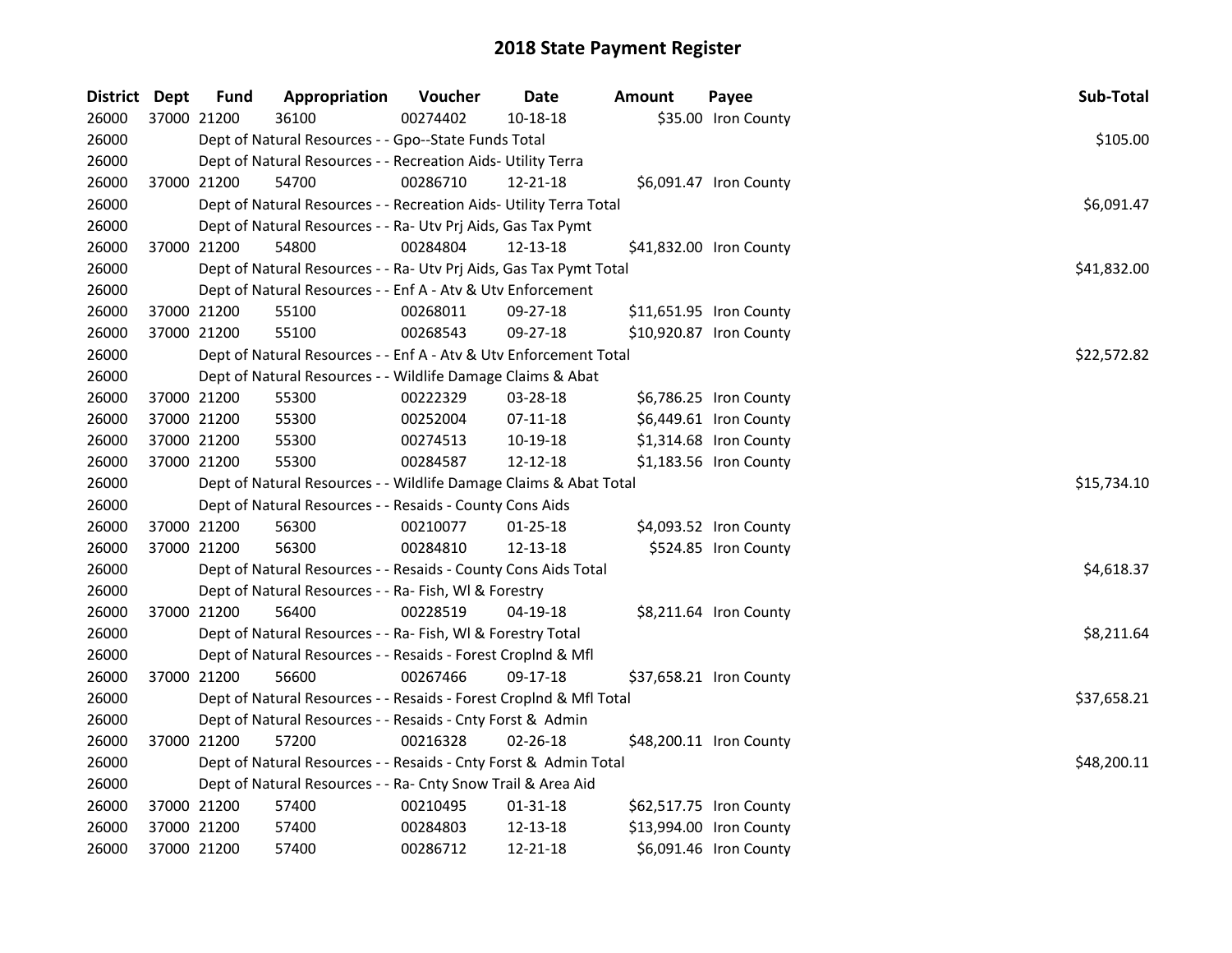## 2018 State Payment Register

| District | Dept | Fund | Appropriation | Voucher | Date | Amount | Payee | Sub-Total |
|---|---|---|---|---|---|---|---|---|
| 26000 | 37000 | 21200 | 36100 | 00274402 | 10-18-18 | $35.00 | Iron County | |
| 26000 | | | Dept of Natural Resources - - Gpo--State Funds Total | | | | | $105.00 |
| 26000 | | | Dept of Natural Resources - - Recreation Aids- Utility Terra | | | | | |
| 26000 | 37000 | 21200 | 54700 | 00286710 | 12-21-18 | $6,091.47 | Iron County | |
| 26000 | | | Dept of Natural Resources - - Recreation Aids- Utility Terra Total | | | | | $6,091.47 |
| 26000 | | | Dept of Natural Resources - - Ra- Utv Prj Aids, Gas Tax Pymt | | | | | |
| 26000 | 37000 | 21200 | 54800 | 00284804 | 12-13-18 | $41,832.00 | Iron County | |
| 26000 | | | Dept of Natural Resources - - Ra- Utv Prj Aids, Gas Tax Pymt Total | | | | | $41,832.00 |
| 26000 | | | Dept of Natural Resources - - Enf A - Atv & Utv Enforcement | | | | | |
| 26000 | 37000 | 21200 | 55100 | 00268011 | 09-27-18 | $11,651.95 | Iron County | |
| 26000 | 37000 | 21200 | 55100 | 00268543 | 09-27-18 | $10,920.87 | Iron County | |
| 26000 | | | Dept of Natural Resources - - Enf A - Atv & Utv Enforcement Total | | | | | $22,572.82 |
| 26000 | | | Dept of Natural Resources - - Wildlife Damage Claims & Abat | | | | | |
| 26000 | 37000 | 21200 | 55300 | 00222329 | 03-28-18 | $6,786.25 | Iron County | |
| 26000 | 37000 | 21200 | 55300 | 00252004 | 07-11-18 | $6,449.61 | Iron County | |
| 26000 | 37000 | 21200 | 55300 | 00274513 | 10-19-18 | $1,314.68 | Iron County | |
| 26000 | 37000 | 21200 | 55300 | 00284587 | 12-12-18 | $1,183.56 | Iron County | |
| 26000 | | | Dept of Natural Resources - - Wildlife Damage Claims & Abat Total | | | | | $15,734.10 |
| 26000 | | | Dept of Natural Resources - - Resaids - County Cons Aids | | | | | |
| 26000 | 37000 | 21200 | 56300 | 00210077 | 01-25-18 | $4,093.52 | Iron County | |
| 26000 | 37000 | 21200 | 56300 | 00284810 | 12-13-18 | $524.85 | Iron County | |
| 26000 | | | Dept of Natural Resources - - Resaids - County Cons Aids Total | | | | | $4,618.37 |
| 26000 | | | Dept of Natural Resources - - Ra- Fish, Wl & Forestry | | | | | |
| 26000 | 37000 | 21200 | 56400 | 00228519 | 04-19-18 | $8,211.64 | Iron County | |
| 26000 | | | Dept of Natural Resources - - Ra- Fish, Wl & Forestry Total | | | | | $8,211.64 |
| 26000 | | | Dept of Natural Resources - - Resaids - Forest Croplnd & Mfl | | | | | |
| 26000 | 37000 | 21200 | 56600 | 00267466 | 09-17-18 | $37,658.21 | Iron County | |
| 26000 | | | Dept of Natural Resources - - Resaids - Forest Croplnd & Mfl Total | | | | | $37,658.21 |
| 26000 | | | Dept of Natural Resources - - Resaids - Cnty Forst & Admin | | | | | |
| 26000 | 37000 | 21200 | 57200 | 00216328 | 02-26-18 | $48,200.11 | Iron County | |
| 26000 | | | Dept of Natural Resources - - Resaids - Cnty Forst & Admin Total | | | | | $48,200.11 |
| 26000 | | | Dept of Natural Resources - - Ra- Cnty Snow Trail & Area Aid | | | | | |
| 26000 | 37000 | 21200 | 57400 | 00210495 | 01-31-18 | $62,517.75 | Iron County | |
| 26000 | 37000 | 21200 | 57400 | 00284803 | 12-13-18 | $13,994.00 | Iron County | |
| 26000 | 37000 | 21200 | 57400 | 00286712 | 12-21-18 | $6,091.46 | Iron County | |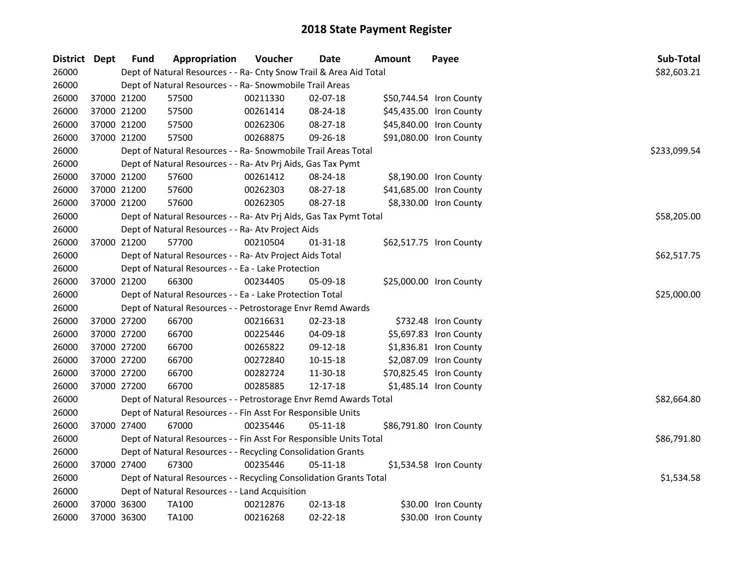# 2018 State Payment Register

| District | Dept | Fund | Appropriation | Voucher | Date | Amount | Payee | Sub-Total |
|---|---|---|---|---|---|---|---|---|
| 26000 | | Dept of Natural Resources - - Ra- Cnty Snow Trail & Area Aid Total | | | | | | $82,603.21 |
| 26000 | | Dept of Natural Resources - - Ra- Snowmobile Trail Areas | | | | | | |
| 26000 | 37000 | 21200 | 57500 | 00211330 | 02-07-18 | $50,744.54 | Iron County | |
| 26000 | 37000 | 21200 | 57500 | 00261414 | 08-24-18 | $45,435.00 | Iron County | |
| 26000 | 37000 | 21200 | 57500 | 00262306 | 08-27-18 | $45,840.00 | Iron County | |
| 26000 | 37000 | 21200 | 57500 | 00268875 | 09-26-18 | $91,080.00 | Iron County | |
| 26000 | | Dept of Natural Resources - - Ra- Snowmobile Trail Areas Total | | | | | | $233,099.54 |
| 26000 | | Dept of Natural Resources - - Ra- Atv Prj Aids, Gas Tax Pymt | | | | | | |
| 26000 | 37000 | 21200 | 57600 | 00261412 | 08-24-18 | $8,190.00 | Iron County | |
| 26000 | 37000 | 21200 | 57600 | 00262303 | 08-27-18 | $41,685.00 | Iron County | |
| 26000 | 37000 | 21200 | 57600 | 00262305 | 08-27-18 | $8,330.00 | Iron County | |
| 26000 | | Dept of Natural Resources - - Ra- Atv Prj Aids, Gas Tax Pymt Total | | | | | | $58,205.00 |
| 26000 | | Dept of Natural Resources - - Ra- Atv Project Aids | | | | | | |
| 26000 | 37000 | 21200 | 57700 | 00210504 | 01-31-18 | $62,517.75 | Iron County | |
| 26000 | | Dept of Natural Resources - - Ra- Atv Project Aids Total | | | | | | $62,517.75 |
| 26000 | | Dept of Natural Resources - - Ea - Lake Protection | | | | | | |
| 26000 | 37000 | 21200 | 66300 | 00234405 | 05-09-18 | $25,000.00 | Iron County | |
| 26000 | | Dept of Natural Resources - - Ea - Lake Protection Total | | | | | | $25,000.00 |
| 26000 | | Dept of Natural Resources - - Petrostorage Envr Remd Awards | | | | | | |
| 26000 | 37000 | 27200 | 66700 | 00216631 | 02-23-18 | $732.48 | Iron County | |
| 26000 | 37000 | 27200 | 66700 | 00225446 | 04-09-18 | $5,697.83 | Iron County | |
| 26000 | 37000 | 27200 | 66700 | 00265822 | 09-12-18 | $1,836.81 | Iron County | |
| 26000 | 37000 | 27200 | 66700 | 00272840 | 10-15-18 | $2,087.09 | Iron County | |
| 26000 | 37000 | 27200 | 66700 | 00282724 | 11-30-18 | $70,825.45 | Iron County | |
| 26000 | 37000 | 27200 | 66700 | 00285885 | 12-17-18 | $1,485.14 | Iron County | |
| 26000 | | Dept of Natural Resources - - Petrostorage Envr Remd Awards Total | | | | | | $82,664.80 |
| 26000 | | Dept of Natural Resources - - Fin Asst For Responsible Units | | | | | | |
| 26000 | 37000 | 27400 | 67000 | 00235446 | 05-11-18 | $86,791.80 | Iron County | |
| 26000 | | Dept of Natural Resources - - Fin Asst For Responsible Units Total | | | | | | $86,791.80 |
| 26000 | | Dept of Natural Resources - - Recycling Consolidation Grants | | | | | | |
| 26000 | 37000 | 27400 | 67300 | 00235446 | 05-11-18 | $1,534.58 | Iron County | |
| 26000 | | Dept of Natural Resources - - Recycling Consolidation Grants Total | | | | | | $1,534.58 |
| 26000 | | Dept of Natural Resources - - Land Acquisition | | | | | | |
| 26000 | 37000 | 36300 | TA100 | 00212876 | 02-13-18 | $30.00 | Iron County | |
| 26000 | 37000 | 36300 | TA100 | 00216268 | 02-22-18 | $30.00 | Iron County | |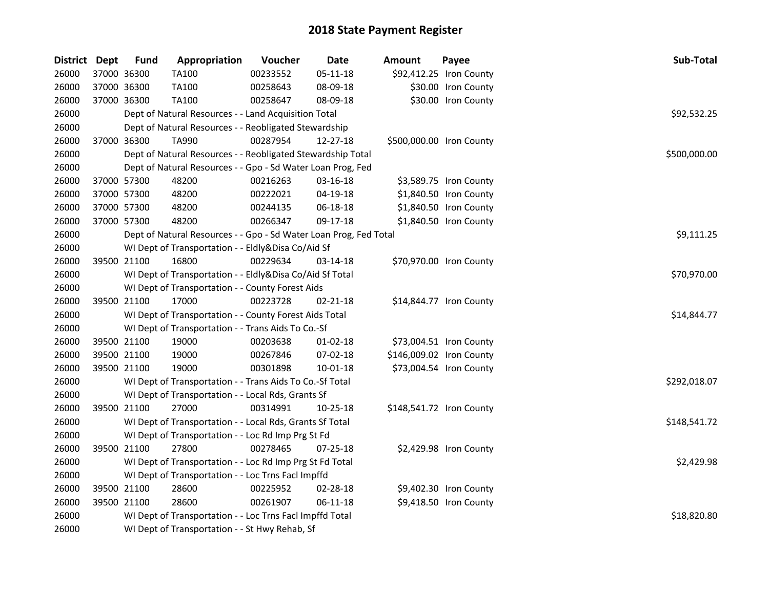# 2018 State Payment Register

| District | Dept | Fund | Appropriation | Voucher | Date | Amount | Payee | Sub-Total |
|---|---|---|---|---|---|---|---|---|
| 26000 | 37000 | 36300 | TA100 | 00233552 | 05-11-18 | $92,412.25 | Iron County | |
| 26000 | 37000 | 36300 | TA100 | 00258643 | 08-09-18 | $30.00 | Iron County | |
| 26000 | 37000 | 36300 | TA100 | 00258647 | 08-09-18 | $30.00 | Iron County | |
| 26000 | | | Dept of Natural Resources - - Land Acquisition Total | | | | | $92,532.25 |
| 26000 | | | Dept of Natural Resources - - Reobligated Stewardship | | | | | |
| 26000 | 37000 | 36300 | TA990 | 00287954 | 12-27-18 | $500,000.00 | Iron County | |
| 26000 | | | Dept of Natural Resources - - Reobligated Stewardship Total | | | | | $500,000.00 |
| 26000 | | | Dept of Natural Resources - - Gpo - Sd Water Loan Prog, Fed | | | | | |
| 26000 | 37000 | 57300 | 48200 | 00216263 | 03-16-18 | $3,589.75 | Iron County | |
| 26000 | 37000 | 57300 | 48200 | 00222021 | 04-19-18 | $1,840.50 | Iron County | |
| 26000 | 37000 | 57300 | 48200 | 00244135 | 06-18-18 | $1,840.50 | Iron County | |
| 26000 | 37000 | 57300 | 48200 | 00266347 | 09-17-18 | $1,840.50 | Iron County | |
| 26000 | | | Dept of Natural Resources - - Gpo - Sd Water Loan Prog, Fed Total | | | | | $9,111.25 |
| 26000 | | | WI Dept of Transportation - - Eldly&Disa Co/Aid Sf | | | | | |
| 26000 | 39500 | 21100 | 16800 | 00229634 | 03-14-18 | $70,970.00 | Iron County | |
| 26000 | | | WI Dept of Transportation - - Eldly&Disa Co/Aid Sf Total | | | | | $70,970.00 |
| 26000 | | | WI Dept of Transportation - - County Forest Aids | | | | | |
| 26000 | 39500 | 21100 | 17000 | 00223728 | 02-21-18 | $14,844.77 | Iron County | |
| 26000 | | | WI Dept of Transportation - - County Forest Aids Total | | | | | $14,844.77 |
| 26000 | | | WI Dept of Transportation - - Trans Aids To Co.-Sf | | | | | |
| 26000 | 39500 | 21100 | 19000 | 00203638 | 01-02-18 | $73,004.51 | Iron County | |
| 26000 | 39500 | 21100 | 19000 | 00267846 | 07-02-18 | $146,009.02 | Iron County | |
| 26000 | 39500 | 21100 | 19000 | 00301898 | 10-01-18 | $73,004.54 | Iron County | |
| 26000 | | | WI Dept of Transportation - - Trans Aids To Co.-Sf Total | | | | | $292,018.07 |
| 26000 | | | WI Dept of Transportation - - Local Rds, Grants Sf | | | | | |
| 26000 | 39500 | 21100 | 27000 | 00314991 | 10-25-18 | $148,541.72 | Iron County | |
| 26000 | | | WI Dept of Transportation - - Local Rds, Grants Sf Total | | | | | $148,541.72 |
| 26000 | | | WI Dept of Transportation - - Loc Rd Imp Prg St Fd | | | | | |
| 26000 | 39500 | 21100 | 27800 | 00278465 | 07-25-18 | $2,429.98 | Iron County | |
| 26000 | | | WI Dept of Transportation - - Loc Rd Imp Prg St Fd Total | | | | | $2,429.98 |
| 26000 | | | WI Dept of Transportation - - Loc Trns Facl Impffd | | | | | |
| 26000 | 39500 | 21100 | 28600 | 00225952 | 02-28-18 | $9,402.30 | Iron County | |
| 26000 | 39500 | 21100 | 28600 | 00261907 | 06-11-18 | $9,418.50 | Iron County | |
| 26000 | | | WI Dept of Transportation - - Loc Trns Facl Impffd Total | | | | | $18,820.80 |
| 26000 | | | WI Dept of Transportation - - St Hwy Rehab, Sf | | | | | |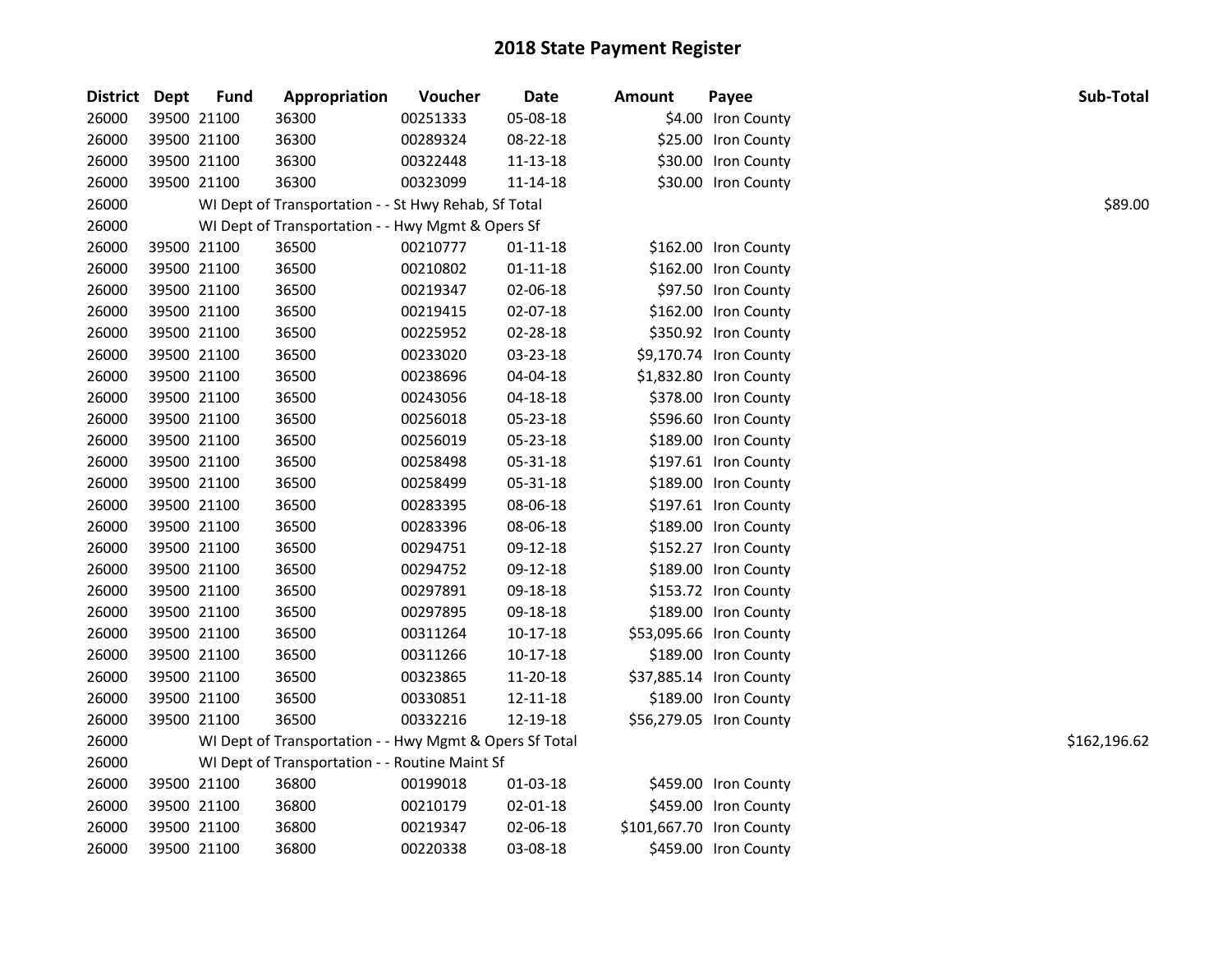# 2018 State Payment Register

| District | Dept | Fund | Appropriation | Voucher | Date | Amount | Payee | Sub-Total |
|---|---|---|---|---|---|---|---|---|
| 26000 | 39500 | 21100 | 36300 | 00251333 | 05-08-18 | $4.00 | Iron County | |
| 26000 | 39500 | 21100 | 36300 | 00289324 | 08-22-18 | $25.00 | Iron County | |
| 26000 | 39500 | 21100 | 36300 | 00322448 | 11-13-18 | $30.00 | Iron County | |
| 26000 | 39500 | 21100 | 36300 | 00323099 | 11-14-18 | $30.00 | Iron County | |
| 26000 | | WI Dept of Transportation - - St Hwy Rehab, Sf Total | | | | | | $89.00 |
| 26000 | | WI Dept of Transportation - - Hwy Mgmt & Opers Sf | | | | | | |
| 26000 | 39500 | 21100 | 36500 | 00210777 | 01-11-18 | $162.00 | Iron County | |
| 26000 | 39500 | 21100 | 36500 | 00210802 | 01-11-18 | $162.00 | Iron County | |
| 26000 | 39500 | 21100 | 36500 | 00219347 | 02-06-18 | $97.50 | Iron County | |
| 26000 | 39500 | 21100 | 36500 | 00219415 | 02-07-18 | $162.00 | Iron County | |
| 26000 | 39500 | 21100 | 36500 | 00225952 | 02-28-18 | $350.92 | Iron County | |
| 26000 | 39500 | 21100 | 36500 | 00233020 | 03-23-18 | $9,170.74 | Iron County | |
| 26000 | 39500 | 21100 | 36500 | 00238696 | 04-04-18 | $1,832.80 | Iron County | |
| 26000 | 39500 | 21100 | 36500 | 00243056 | 04-18-18 | $378.00 | Iron County | |
| 26000 | 39500 | 21100 | 36500 | 00256018 | 05-23-18 | $596.60 | Iron County | |
| 26000 | 39500 | 21100 | 36500 | 00256019 | 05-23-18 | $189.00 | Iron County | |
| 26000 | 39500 | 21100 | 36500 | 00258498 | 05-31-18 | $197.61 | Iron County | |
| 26000 | 39500 | 21100 | 36500 | 00258499 | 05-31-18 | $189.00 | Iron County | |
| 26000 | 39500 | 21100 | 36500 | 00283395 | 08-06-18 | $197.61 | Iron County | |
| 26000 | 39500 | 21100 | 36500 | 00283396 | 08-06-18 | $189.00 | Iron County | |
| 26000 | 39500 | 21100 | 36500 | 00294751 | 09-12-18 | $152.27 | Iron County | |
| 26000 | 39500 | 21100 | 36500 | 00294752 | 09-12-18 | $189.00 | Iron County | |
| 26000 | 39500 | 21100 | 36500 | 00297891 | 09-18-18 | $153.72 | Iron County | |
| 26000 | 39500 | 21100 | 36500 | 00297895 | 09-18-18 | $189.00 | Iron County | |
| 26000 | 39500 | 21100 | 36500 | 00311264 | 10-17-18 | $53,095.66 | Iron County | |
| 26000 | 39500 | 21100 | 36500 | 00311266 | 10-17-18 | $189.00 | Iron County | |
| 26000 | 39500 | 21100 | 36500 | 00323865 | 11-20-18 | $37,885.14 | Iron County | |
| 26000 | 39500 | 21100 | 36500 | 00330851 | 12-11-18 | $189.00 | Iron County | |
| 26000 | 39500 | 21100 | 36500 | 00332216 | 12-19-18 | $56,279.05 | Iron County | |
| 26000 | | WI Dept of Transportation - - Hwy Mgmt & Opers Sf Total | | | | | | $162,196.62 |
| 26000 | | WI Dept of Transportation - - Routine Maint Sf | | | | | | |
| 26000 | 39500 | 21100 | 36800 | 00199018 | 01-03-18 | $459.00 | Iron County | |
| 26000 | 39500 | 21100 | 36800 | 00210179 | 02-01-18 | $459.00 | Iron County | |
| 26000 | 39500 | 21100 | 36800 | 00219347 | 02-06-18 | $101,667.70 | Iron County | |
| 26000 | 39500 | 21100 | 36800 | 00220338 | 03-08-18 | $459.00 | Iron County | |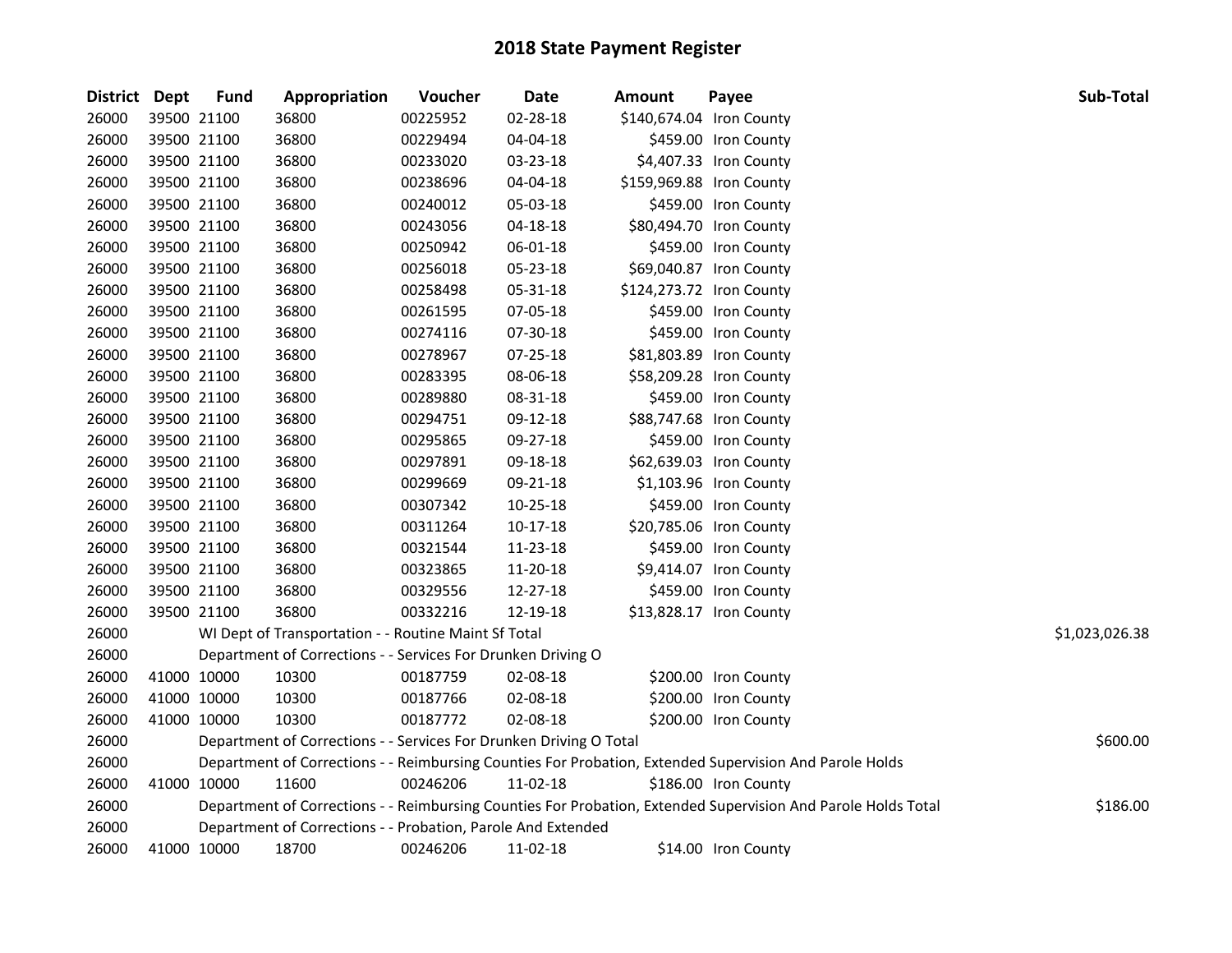# 2018 State Payment Register

| District | Dept | Fund | Appropriation | Voucher | Date | Amount | Payee | Sub-Total |
|---|---|---|---|---|---|---|---|---|
| 26000 | 39500 | 21100 | 36800 | 00225952 | 02-28-18 | $140,674.04 | Iron County | |
| 26000 | 39500 | 21100 | 36800 | 00229494 | 04-04-18 | $459.00 | Iron County | |
| 26000 | 39500 | 21100 | 36800 | 00233020 | 03-23-18 | $4,407.33 | Iron County | |
| 26000 | 39500 | 21100 | 36800 | 00238696 | 04-04-18 | $159,969.88 | Iron County | |
| 26000 | 39500 | 21100 | 36800 | 00240012 | 05-03-18 | $459.00 | Iron County | |
| 26000 | 39500 | 21100 | 36800 | 00243056 | 04-18-18 | $80,494.70 | Iron County | |
| 26000 | 39500 | 21100 | 36800 | 00250942 | 06-01-18 | $459.00 | Iron County | |
| 26000 | 39500 | 21100 | 36800 | 00256018 | 05-23-18 | $69,040.87 | Iron County | |
| 26000 | 39500 | 21100 | 36800 | 00258498 | 05-31-18 | $124,273.72 | Iron County | |
| 26000 | 39500 | 21100 | 36800 | 00261595 | 07-05-18 | $459.00 | Iron County | |
| 26000 | 39500 | 21100 | 36800 | 00274116 | 07-30-18 | $459.00 | Iron County | |
| 26000 | 39500 | 21100 | 36800 | 00278967 | 07-25-18 | $81,803.89 | Iron County | |
| 26000 | 39500 | 21100 | 36800 | 00283395 | 08-06-18 | $58,209.28 | Iron County | |
| 26000 | 39500 | 21100 | 36800 | 00289880 | 08-31-18 | $459.00 | Iron County | |
| 26000 | 39500 | 21100 | 36800 | 00294751 | 09-12-18 | $88,747.68 | Iron County | |
| 26000 | 39500 | 21100 | 36800 | 00295865 | 09-27-18 | $459.00 | Iron County | |
| 26000 | 39500 | 21100 | 36800 | 00297891 | 09-18-18 | $62,639.03 | Iron County | |
| 26000 | 39500 | 21100 | 36800 | 00299669 | 09-21-18 | $1,103.96 | Iron County | |
| 26000 | 39500 | 21100 | 36800 | 00307342 | 10-25-18 | $459.00 | Iron County | |
| 26000 | 39500 | 21100 | 36800 | 00311264 | 10-17-18 | $20,785.06 | Iron County | |
| 26000 | 39500 | 21100 | 36800 | 00321544 | 11-23-18 | $459.00 | Iron County | |
| 26000 | 39500 | 21100 | 36800 | 00323865 | 11-20-18 | $9,414.07 | Iron County | |
| 26000 | 39500 | 21100 | 36800 | 00329556 | 12-27-18 | $459.00 | Iron County | |
| 26000 | 39500 | 21100 | 36800 | 00332216 | 12-19-18 | $13,828.17 | Iron County | |
| 26000 | | | WI Dept of Transportation - - Routine Maint Sf Total | | | | | $1,023,026.38 |
| 26000 | | | Department of Corrections - - Services For Drunken Driving O | | | | | |
| 26000 | 41000 | 10000 | 10300 | 00187759 | 02-08-18 | $200.00 | Iron County | |
| 26000 | 41000 | 10000 | 10300 | 00187766 | 02-08-18 | $200.00 | Iron County | |
| 26000 | 41000 | 10000 | 10300 | 00187772 | 02-08-18 | $200.00 | Iron County | |
| 26000 | | | Department of Corrections - - Services For Drunken Driving O Total | | | | | $600.00 |
| 26000 | | | Department of Corrections - - Reimbursing Counties For Probation, Extended Supervision And Parole Holds | | | | | |
| 26000 | 41000 | 10000 | 11600 | 00246206 | 11-02-18 | $186.00 | Iron County | |
| 26000 | | | Department of Corrections - - Reimbursing Counties For Probation, Extended Supervision And Parole Holds Total | | | | | $186.00 |
| 26000 | | | Department of Corrections - - Probation, Parole And Extended | | | | | |
| 26000 | 41000 | 10000 | 18700 | 00246206 | 11-02-18 | $14.00 | Iron County | |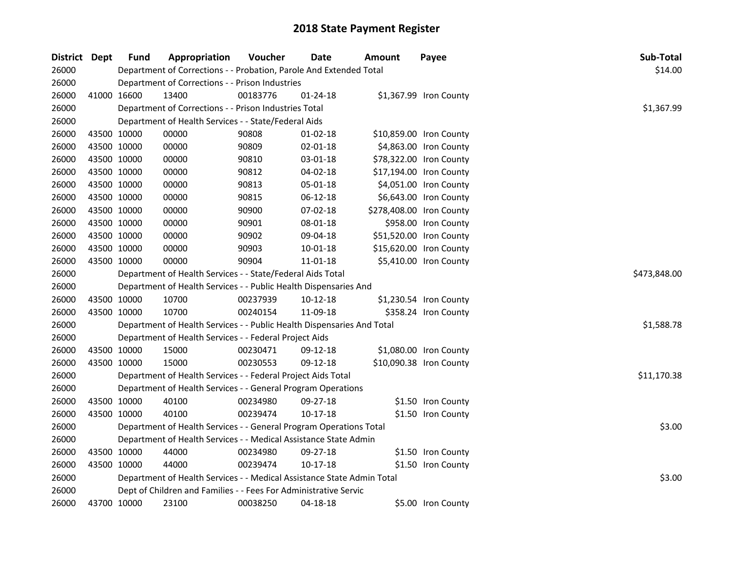# 2018 State Payment Register

| District | Dept | Fund | Appropriation | Voucher | Date | Amount | Payee | Sub-Total |
|---|---|---|---|---|---|---|---|---|
| 26000 | | | Department of Corrections - - Probation, Parole And Extended Total | | | | | $14.00 |
| 26000 | | | Department of Corrections - - Prison Industries | | | | | |
| 26000 | 41000 | 16600 | 13400 | 00183776 | 01-24-18 | $1,367.99 | Iron County | |
| 26000 | | | Department of Corrections - - Prison Industries Total | | | | | $1,367.99 |
| 26000 | | | Department of Health Services - - State/Federal Aids | | | | | |
| 26000 | 43500 | 10000 | 00000 | 90808 | 01-02-18 | $10,859.00 | Iron County | |
| 26000 | 43500 | 10000 | 00000 | 90809 | 02-01-18 | $4,863.00 | Iron County | |
| 26000 | 43500 | 10000 | 00000 | 90810 | 03-01-18 | $78,322.00 | Iron County | |
| 26000 | 43500 | 10000 | 00000 | 90812 | 04-02-18 | $17,194.00 | Iron County | |
| 26000 | 43500 | 10000 | 00000 | 90813 | 05-01-18 | $4,051.00 | Iron County | |
| 26000 | 43500 | 10000 | 00000 | 90815 | 06-12-18 | $6,643.00 | Iron County | |
| 26000 | 43500 | 10000 | 00000 | 90900 | 07-02-18 | $278,408.00 | Iron County | |
| 26000 | 43500 | 10000 | 00000 | 90901 | 08-01-18 | $958.00 | Iron County | |
| 26000 | 43500 | 10000 | 00000 | 90902 | 09-04-18 | $51,520.00 | Iron County | |
| 26000 | 43500 | 10000 | 00000 | 90903 | 10-01-18 | $15,620.00 | Iron County | |
| 26000 | 43500 | 10000 | 00000 | 90904 | 11-01-18 | $5,410.00 | Iron County | |
| 26000 | | | Department of Health Services - - State/Federal Aids Total | | | | | $473,848.00 |
| 26000 | | | Department of Health Services - - Public Health Dispensaries And | | | | | |
| 26000 | 43500 | 10000 | 10700 | 00237939 | 10-12-18 | $1,230.54 | Iron County | |
| 26000 | 43500 | 10000 | 10700 | 00240154 | 11-09-18 | $358.24 | Iron County | |
| 26000 | | | Department of Health Services - - Public Health Dispensaries And Total | | | | | $1,588.78 |
| 26000 | | | Department of Health Services - - Federal Project Aids | | | | | |
| 26000 | 43500 | 10000 | 15000 | 00230471 | 09-12-18 | $1,080.00 | Iron County | |
| 26000 | 43500 | 10000 | 15000 | 00230553 | 09-12-18 | $10,090.38 | Iron County | |
| 26000 | | | Department of Health Services - - Federal Project Aids Total | | | | | $11,170.38 |
| 26000 | | | Department of Health Services - - General Program Operations | | | | | |
| 26000 | 43500 | 10000 | 40100 | 00234980 | 09-27-18 | $1.50 | Iron County | |
| 26000 | 43500 | 10000 | 40100 | 00239474 | 10-17-18 | $1.50 | Iron County | |
| 26000 | | | Department of Health Services - - General Program Operations Total | | | | | $3.00 |
| 26000 | | | Department of Health Services - - Medical Assistance State Admin | | | | | |
| 26000 | 43500 | 10000 | 44000 | 00234980 | 09-27-18 | $1.50 | Iron County | |
| 26000 | 43500 | 10000 | 44000 | 00239474 | 10-17-18 | $1.50 | Iron County | |
| 26000 | | | Department of Health Services - - Medical Assistance State Admin Total | | | | | $3.00 |
| 26000 | | | Dept of Children and Families - - Fees For Administrative Servic | | | | | |
| 26000 | 43700 | 10000 | 23100 | 00038250 | 04-18-18 | $5.00 | Iron County | |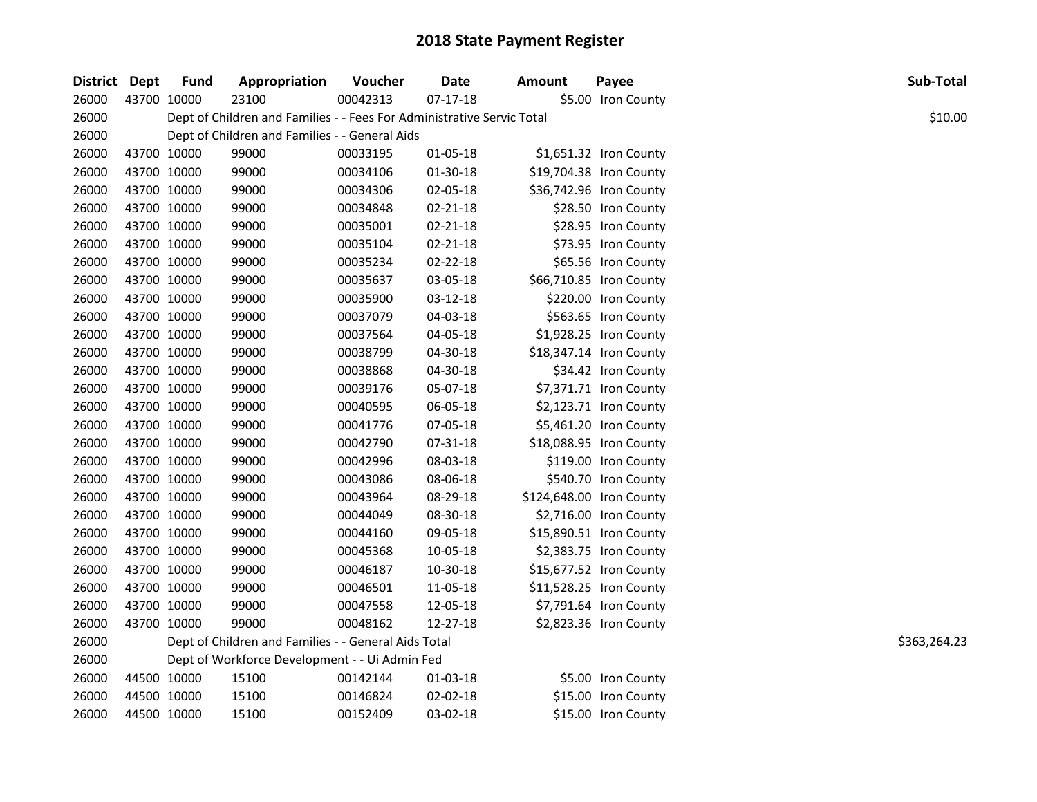# 2018 State Payment Register

| District | Dept | Fund | Appropriation | Voucher | Date | Amount | Payee | Sub-Total |
|---|---|---|---|---|---|---|---|---|
| 26000 | 43700 | 10000 | 23100 | 00042313 | 07-17-18 | $5.00 | Iron County | |
| 26000 | | Dept of Children and Families - - Fees For Administrative Servic Total | | | | | | $10.00 |
| 26000 | | Dept of Children and Families - - General Aids | | | | | | |
| 26000 | 43700 | 10000 | 99000 | 00033195 | 01-05-18 | $1,651.32 | Iron County | |
| 26000 | 43700 | 10000 | 99000 | 00034106 | 01-30-18 | $19,704.38 | Iron County | |
| 26000 | 43700 | 10000 | 99000 | 00034306 | 02-05-18 | $36,742.96 | Iron County | |
| 26000 | 43700 | 10000 | 99000 | 00034848 | 02-21-18 | $28.50 | Iron County | |
| 26000 | 43700 | 10000 | 99000 | 00035001 | 02-21-18 | $28.95 | Iron County | |
| 26000 | 43700 | 10000 | 99000 | 00035104 | 02-21-18 | $73.95 | Iron County | |
| 26000 | 43700 | 10000 | 99000 | 00035234 | 02-22-18 | $65.56 | Iron County | |
| 26000 | 43700 | 10000 | 99000 | 00035637 | 03-05-18 | $66,710.85 | Iron County | |
| 26000 | 43700 | 10000 | 99000 | 00035900 | 03-12-18 | $220.00 | Iron County | |
| 26000 | 43700 | 10000 | 99000 | 00037079 | 04-03-18 | $563.65 | Iron County | |
| 26000 | 43700 | 10000 | 99000 | 00037564 | 04-05-18 | $1,928.25 | Iron County | |
| 26000 | 43700 | 10000 | 99000 | 00038799 | 04-30-18 | $18,347.14 | Iron County | |
| 26000 | 43700 | 10000 | 99000 | 00038868 | 04-30-18 | $34.42 | Iron County | |
| 26000 | 43700 | 10000 | 99000 | 00039176 | 05-07-18 | $7,371.71 | Iron County | |
| 26000 | 43700 | 10000 | 99000 | 00040595 | 06-05-18 | $2,123.71 | Iron County | |
| 26000 | 43700 | 10000 | 99000 | 00041776 | 07-05-18 | $5,461.20 | Iron County | |
| 26000 | 43700 | 10000 | 99000 | 00042790 | 07-31-18 | $18,088.95 | Iron County | |
| 26000 | 43700 | 10000 | 99000 | 00042996 | 08-03-18 | $119.00 | Iron County | |
| 26000 | 43700 | 10000 | 99000 | 00043086 | 08-06-18 | $540.70 | Iron County | |
| 26000 | 43700 | 10000 | 99000 | 00043964 | 08-29-18 | $124,648.00 | Iron County | |
| 26000 | 43700 | 10000 | 99000 | 00044049 | 08-30-18 | $2,716.00 | Iron County | |
| 26000 | 43700 | 10000 | 99000 | 00044160 | 09-05-18 | $15,890.51 | Iron County | |
| 26000 | 43700 | 10000 | 99000 | 00045368 | 10-05-18 | $2,383.75 | Iron County | |
| 26000 | 43700 | 10000 | 99000 | 00046187 | 10-30-18 | $15,677.52 | Iron County | |
| 26000 | 43700 | 10000 | 99000 | 00046501 | 11-05-18 | $11,528.25 | Iron County | |
| 26000 | 43700 | 10000 | 99000 | 00047558 | 12-05-18 | $7,791.64 | Iron County | |
| 26000 | 43700 | 10000 | 99000 | 00048162 | 12-27-18 | $2,823.36 | Iron County | |
| 26000 | | Dept of Children and Families - - General Aids Total | | | | | | $363,264.23 |
| 26000 | | Dept of Workforce Development - - Ui Admin Fed | | | | | | |
| 26000 | 44500 | 10000 | 15100 | 00142144 | 01-03-18 | $5.00 | Iron County | |
| 26000 | 44500 | 10000 | 15100 | 00146824 | 02-02-18 | $15.00 | Iron County | |
| 26000 | 44500 | 10000 | 15100 | 00152409 | 03-02-18 | $15.00 | Iron County | |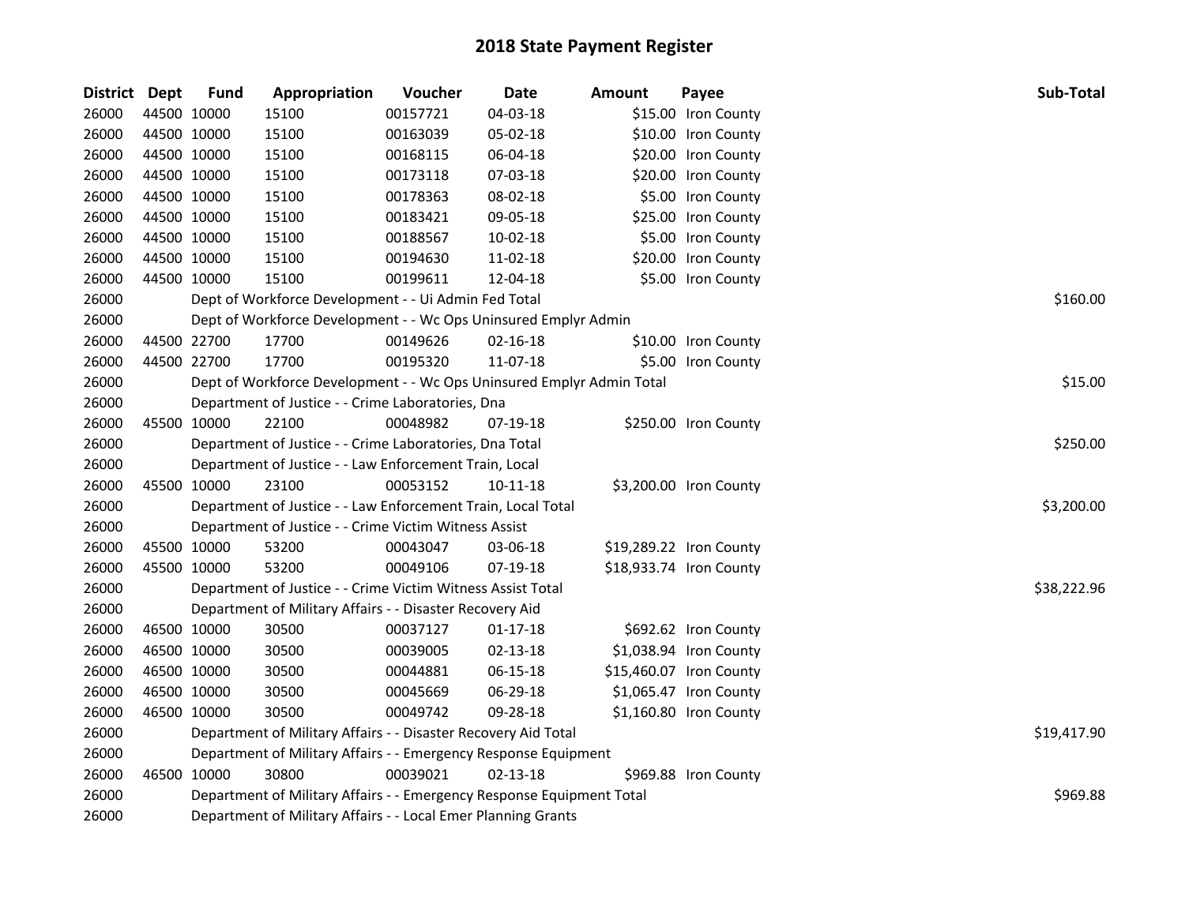# 2018 State Payment Register

| District | Dept | Fund | Appropriation | Voucher | Date | Amount | Payee | Sub-Total |
|---|---|---|---|---|---|---|---|---|
| 26000 | 44500 | 10000 | 15100 | 00157721 | 04-03-18 | $15.00 | Iron County | |
| 26000 | 44500 | 10000 | 15100 | 00163039 | 05-02-18 | $10.00 | Iron County | |
| 26000 | 44500 | 10000 | 15100 | 00168115 | 06-04-18 | $20.00 | Iron County | |
| 26000 | 44500 | 10000 | 15100 | 00173118 | 07-03-18 | $20.00 | Iron County | |
| 26000 | 44500 | 10000 | 15100 | 00178363 | 08-02-18 | $5.00 | Iron County | |
| 26000 | 44500 | 10000 | 15100 | 00183421 | 09-05-18 | $25.00 | Iron County | |
| 26000 | 44500 | 10000 | 15100 | 00188567 | 10-02-18 | $5.00 | Iron County | |
| 26000 | 44500 | 10000 | 15100 | 00194630 | 11-02-18 | $20.00 | Iron County | |
| 26000 | 44500 | 10000 | 15100 | 00199611 | 12-04-18 | $5.00 | Iron County | |
| 26000 | | | Dept of Workforce Development - - Ui Admin Fed Total | | | | | $160.00 |
| 26000 | | | Dept of Workforce Development - - Wc Ops Uninsured Emplyr Admin | | | | | |
| 26000 | 44500 | 22700 | 17700 | 00149626 | 02-16-18 | $10.00 | Iron County | |
| 26000 | 44500 | 22700 | 17700 | 00195320 | 11-07-18 | $5.00 | Iron County | |
| 26000 | | | Dept of Workforce Development - - Wc Ops Uninsured Emplyr Admin Total | | | | | $15.00 |
| 26000 | | | Department of Justice - - Crime Laboratories, Dna | | | | | |
| 26000 | 45500 | 10000 | 22100 | 00048982 | 07-19-18 | $250.00 | Iron County | |
| 26000 | | | Department of Justice - - Crime Laboratories, Dna Total | | | | | $250.00 |
| 26000 | | | Department of Justice - - Law Enforcement Train, Local | | | | | |
| 26000 | 45500 | 10000 | 23100 | 00053152 | 10-11-18 | $3,200.00 | Iron County | |
| 26000 | | | Department of Justice - - Law Enforcement Train, Local Total | | | | | $3,200.00 |
| 26000 | | | Department of Justice - - Crime Victim Witness Assist | | | | | |
| 26000 | 45500 | 10000 | 53200 | 00043047 | 03-06-18 | $19,289.22 | Iron County | |
| 26000 | 45500 | 10000 | 53200 | 00049106 | 07-19-18 | $18,933.74 | Iron County | |
| 26000 | | | Department of Justice - - Crime Victim Witness Assist Total | | | | | $38,222.96 |
| 26000 | | | Department of Military Affairs - - Disaster Recovery Aid | | | | | |
| 26000 | 46500 | 10000 | 30500 | 00037127 | 01-17-18 | $692.62 | Iron County | |
| 26000 | 46500 | 10000 | 30500 | 00039005 | 02-13-18 | $1,038.94 | Iron County | |
| 26000 | 46500 | 10000 | 30500 | 00044881 | 06-15-18 | $15,460.07 | Iron County | |
| 26000 | 46500 | 10000 | 30500 | 00045669 | 06-29-18 | $1,065.47 | Iron County | |
| 26000 | 46500 | 10000 | 30500 | 00049742 | 09-28-18 | $1,160.80 | Iron County | |
| 26000 | | | Department of Military Affairs - - Disaster Recovery Aid Total | | | | | $19,417.90 |
| 26000 | | | Department of Military Affairs - - Emergency Response Equipment | | | | | |
| 26000 | 46500 | 10000 | 30800 | 00039021 | 02-13-18 | $969.88 | Iron County | |
| 26000 | | | Department of Military Affairs - - Emergency Response Equipment Total | | | | | $969.88 |
| 26000 | | | Department of Military Affairs - - Local Emer Planning Grants | | | | | |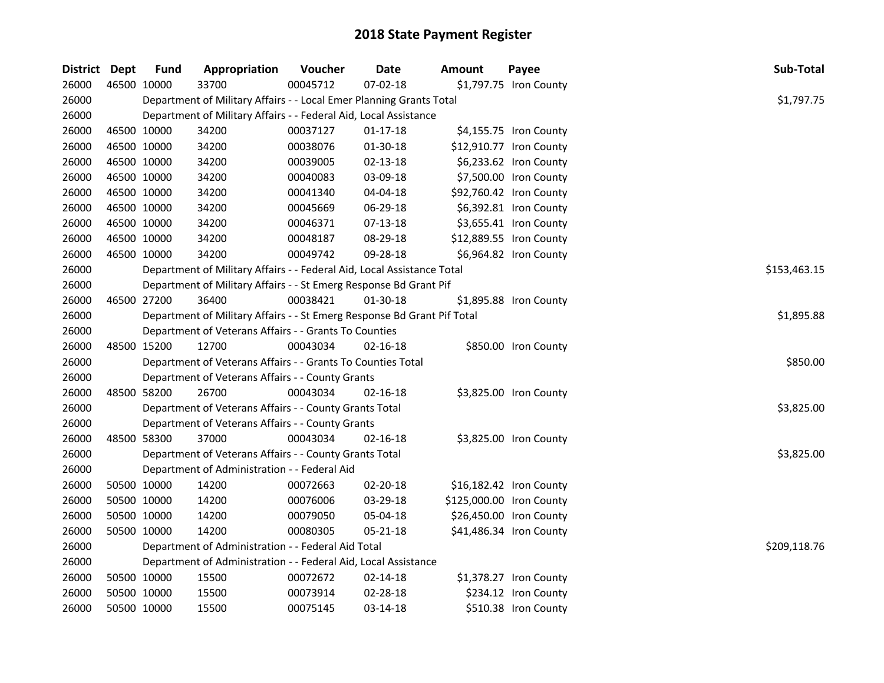# 2018 State Payment Register

| District | Dept | Fund | Appropriation | Voucher | Date | Amount | Payee | Sub-Total |
|---|---|---|---|---|---|---|---|---|
| 26000 | 46500 | 10000 | 33700 | 00045712 | 07-02-18 | $1,797.75 | Iron County | |
| 26000 | | Department of Military Affairs - - Local Emer Planning Grants Total | | | | | | $1,797.75 |
| 26000 | | Department of Military Affairs - - Federal Aid, Local Assistance | | | | | | |
| 26000 | 46500 | 10000 | 34200 | 00037127 | 01-17-18 | $4,155.75 | Iron County | |
| 26000 | 46500 | 10000 | 34200 | 00038076 | 01-30-18 | $12,910.77 | Iron County | |
| 26000 | 46500 | 10000 | 34200 | 00039005 | 02-13-18 | $6,233.62 | Iron County | |
| 26000 | 46500 | 10000 | 34200 | 00040083 | 03-09-18 | $7,500.00 | Iron County | |
| 26000 | 46500 | 10000 | 34200 | 00041340 | 04-04-18 | $92,760.42 | Iron County | |
| 26000 | 46500 | 10000 | 34200 | 00045669 | 06-29-18 | $6,392.81 | Iron County | |
| 26000 | 46500 | 10000 | 34200 | 00046371 | 07-13-18 | $3,655.41 | Iron County | |
| 26000 | 46500 | 10000 | 34200 | 00048187 | 08-29-18 | $12,889.55 | Iron County | |
| 26000 | 46500 | 10000 | 34200 | 00049742 | 09-28-18 | $6,964.82 | Iron County | |
| 26000 | | Department of Military Affairs - - Federal Aid, Local Assistance Total | | | | | | $153,463.15 |
| 26000 | | Department of Military Affairs - - St Emerg Response Bd Grant Pif | | | | | | |
| 26000 | 46500 | 27200 | 36400 | 00038421 | 01-30-18 | $1,895.88 | Iron County | |
| 26000 | | Department of Military Affairs - - St Emerg Response Bd Grant Pif Total | | | | | | $1,895.88 |
| 26000 | | Department of Veterans Affairs - - Grants To Counties | | | | | | |
| 26000 | 48500 | 15200 | 12700 | 00043034 | 02-16-18 | $850.00 | Iron County | |
| 26000 | | Department of Veterans Affairs - - Grants To Counties Total | | | | | | $850.00 |
| 26000 | | Department of Veterans Affairs - - County Grants | | | | | | |
| 26000 | 48500 | 58200 | 26700 | 00043034 | 02-16-18 | $3,825.00 | Iron County | |
| 26000 | | Department of Veterans Affairs - - County Grants Total | | | | | | $3,825.00 |
| 26000 | | Department of Veterans Affairs - - County Grants | | | | | | |
| 26000 | 48500 | 58300 | 37000 | 00043034 | 02-16-18 | $3,825.00 | Iron County | |
| 26000 | | Department of Veterans Affairs - - County Grants Total | | | | | | $3,825.00 |
| 26000 | | Department of Administration - - Federal Aid | | | | | | |
| 26000 | 50500 | 10000 | 14200 | 00072663 | 02-20-18 | $16,182.42 | Iron County | |
| 26000 | 50500 | 10000 | 14200 | 00076006 | 03-29-18 | $125,000.00 | Iron County | |
| 26000 | 50500 | 10000 | 14200 | 00079050 | 05-04-18 | $26,450.00 | Iron County | |
| 26000 | 50500 | 10000 | 14200 | 00080305 | 05-21-18 | $41,486.34 | Iron County | |
| 26000 | | Department of Administration - - Federal Aid Total | | | | | | $209,118.76 |
| 26000 | | Department of Administration - - Federal Aid, Local Assistance | | | | | | |
| 26000 | 50500 | 10000 | 15500 | 00072672 | 02-14-18 | $1,378.27 | Iron County | |
| 26000 | 50500 | 10000 | 15500 | 00073914 | 02-28-18 | $234.12 | Iron County | |
| 26000 | 50500 | 10000 | 15500 | 00075145 | 03-14-18 | $510.38 | Iron County | |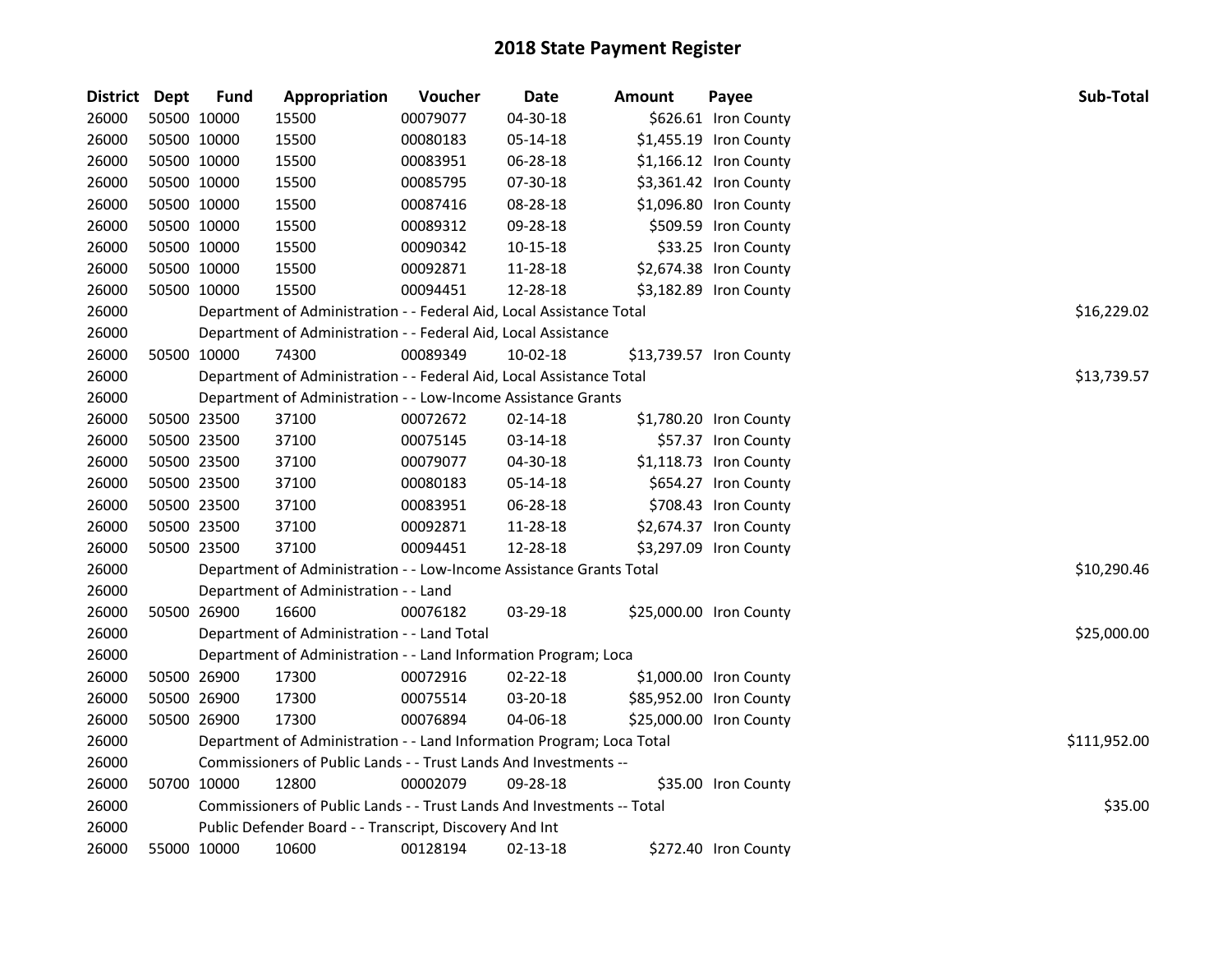# 2018 State Payment Register

| District | Dept | Fund | Appropriation | Voucher | Date | Amount | Payee | Sub-Total |
|---|---|---|---|---|---|---|---|---|
| 26000 | 50500 | 10000 | 15500 | 00079077 | 04-30-18 | $626.61 | Iron County | |
| 26000 | 50500 | 10000 | 15500 | 00080183 | 05-14-18 | $1,455.19 | Iron County | |
| 26000 | 50500 | 10000 | 15500 | 00083951 | 06-28-18 | $1,166.12 | Iron County | |
| 26000 | 50500 | 10000 | 15500 | 00085795 | 07-30-18 | $3,361.42 | Iron County | |
| 26000 | 50500 | 10000 | 15500 | 00087416 | 08-28-18 | $1,096.80 | Iron County | |
| 26000 | 50500 | 10000 | 15500 | 00089312 | 09-28-18 | $509.59 | Iron County | |
| 26000 | 50500 | 10000 | 15500 | 00090342 | 10-15-18 | $33.25 | Iron County | |
| 26000 | 50500 | 10000 | 15500 | 00092871 | 11-28-18 | $2,674.38 | Iron County | |
| 26000 | 50500 | 10000 | 15500 | 00094451 | 12-28-18 | $3,182.89 | Iron County | |
| 26000 | | Department of Administration - - Federal Aid, Local Assistance Total | | | | | | $16,229.02 |
| 26000 | | Department of Administration - - Federal Aid, Local Assistance | | | | | | |
| 26000 | 50500 | 10000 | 74300 | 00089349 | 10-02-18 | $13,739.57 | Iron County | |
| 26000 | | Department of Administration - - Federal Aid, Local Assistance Total | | | | | | $13,739.57 |
| 26000 | | Department of Administration - - Low-Income Assistance Grants | | | | | | |
| 26000 | 50500 | 23500 | 37100 | 00072672 | 02-14-18 | $1,780.20 | Iron County | |
| 26000 | 50500 | 23500 | 37100 | 00075145 | 03-14-18 | $57.37 | Iron County | |
| 26000 | 50500 | 23500 | 37100 | 00079077 | 04-30-18 | $1,118.73 | Iron County | |
| 26000 | 50500 | 23500 | 37100 | 00080183 | 05-14-18 | $654.27 | Iron County | |
| 26000 | 50500 | 23500 | 37100 | 00083951 | 06-28-18 | $708.43 | Iron County | |
| 26000 | 50500 | 23500 | 37100 | 00092871 | 11-28-18 | $2,674.37 | Iron County | |
| 26000 | 50500 | 23500 | 37100 | 00094451 | 12-28-18 | $3,297.09 | Iron County | |
| 26000 | | Department of Administration - - Low-Income Assistance Grants Total | | | | | | $10,290.46 |
| 26000 | | Department of Administration - - Land | | | | | | |
| 26000 | 50500 | 26900 | 16600 | 00076182 | 03-29-18 | $25,000.00 | Iron County | |
| 26000 | | Department of Administration - - Land Total | | | | | | $25,000.00 |
| 26000 | | Department of Administration - - Land Information Program; Loca | | | | | | |
| 26000 | 50500 | 26900 | 17300 | 00072916 | 02-22-18 | $1,000.00 | Iron County | |
| 26000 | 50500 | 26900 | 17300 | 00075514 | 03-20-18 | $85,952.00 | Iron County | |
| 26000 | 50500 | 26900 | 17300 | 00076894 | 04-06-18 | $25,000.00 | Iron County | |
| 26000 | | Department of Administration - - Land Information Program; Loca Total | | | | | | $111,952.00 |
| 26000 | | Commissioners of Public Lands - - Trust Lands And Investments -- | | | | | | |
| 26000 | 50700 | 10000 | 12800 | 00002079 | 09-28-18 | $35.00 | Iron County | |
| 26000 | | Commissioners of Public Lands - - Trust Lands And Investments -- Total | | | | | | $35.00 |
| 26000 | | Public Defender Board - - Transcript, Discovery And Int | | | | | | |
| 26000 | 55000 | 10000 | 10600 | 00128194 | 02-13-18 | $272.40 | Iron County | |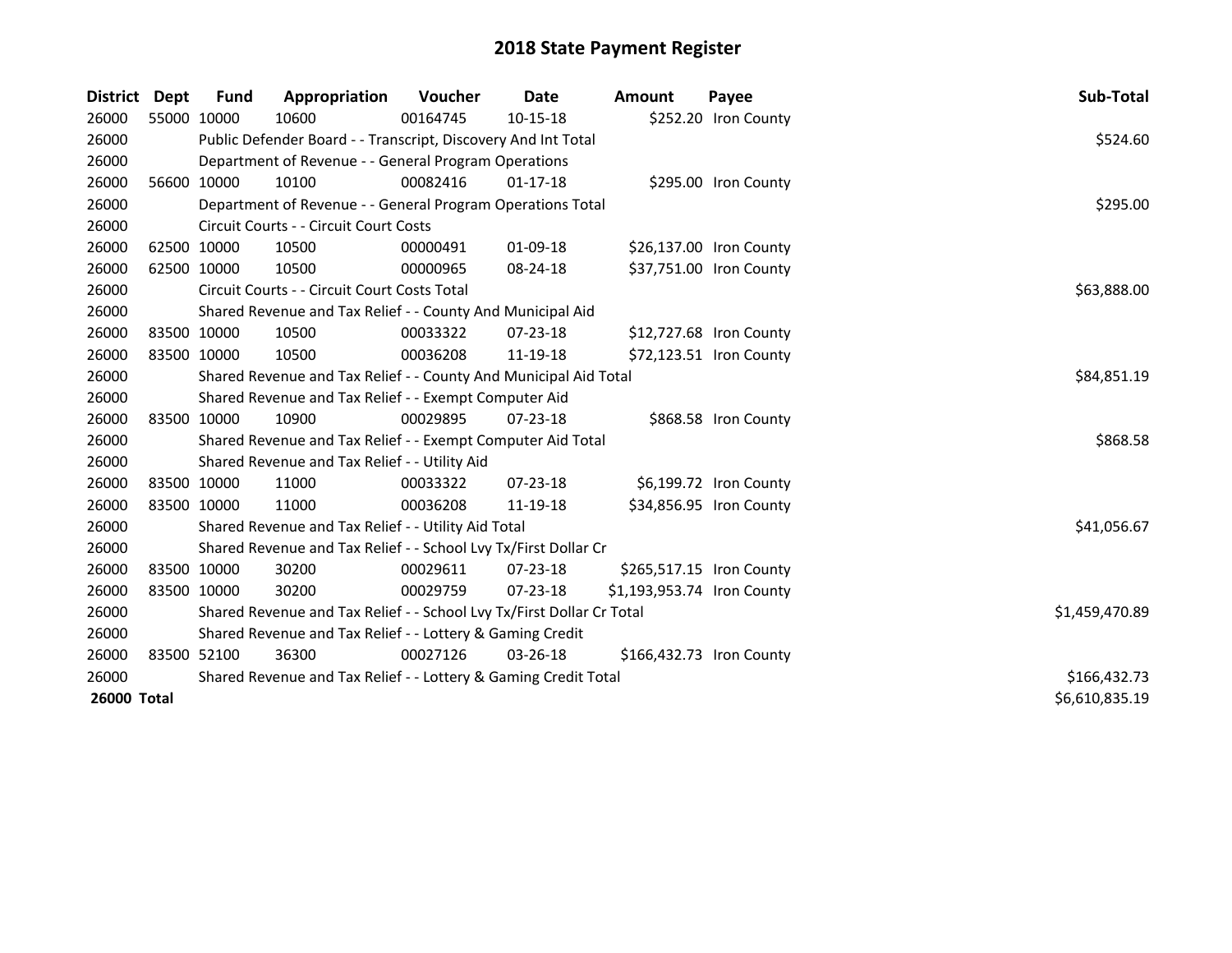# 2018 State Payment Register

| District | Dept | Fund | Appropriation | Voucher | Date | Amount | Payee | Sub-Total |
|---|---|---|---|---|---|---|---|---|
| 26000 | 55000 | 10000 | 10600 | 00164745 | 10-15-18 | $252.20 | Iron County | |
| 26000 | | Public Defender Board - - Transcript, Discovery And Int Total | | | | | | $524.60 |
| 26000 | | Department of Revenue - - General Program Operations | | | | | | |
| 26000 | 56600 | 10000 | 10100 | 00082416 | 01-17-18 | $295.00 | Iron County | |
| 26000 | | Department of Revenue - - General Program Operations Total | | | | | | $295.00 |
| 26000 | | Circuit Courts - - Circuit Court Costs | | | | | | |
| 26000 | 62500 | 10000 | 10500 | 00000491 | 01-09-18 | $26,137.00 | Iron County | |
| 26000 | 62500 | 10000 | 10500 | 00000965 | 08-24-18 | $37,751.00 | Iron County | |
| 26000 | | Circuit Courts - - Circuit Court Costs Total | | | | | | $63,888.00 |
| 26000 | | Shared Revenue and Tax Relief - - County And Municipal Aid | | | | | | |
| 26000 | 83500 | 10000 | 10500 | 00033322 | 07-23-18 | $12,727.68 | Iron County | |
| 26000 | 83500 | 10000 | 10500 | 00036208 | 11-19-18 | $72,123.51 | Iron County | |
| 26000 | | Shared Revenue and Tax Relief - - County And Municipal Aid Total | | | | | | $84,851.19 |
| 26000 | | Shared Revenue and Tax Relief - - Exempt Computer Aid | | | | | | |
| 26000 | 83500 | 10000 | 10900 | 00029895 | 07-23-18 | $868.58 | Iron County | |
| 26000 | | Shared Revenue and Tax Relief - - Exempt Computer Aid Total | | | | | | $868.58 |
| 26000 | | Shared Revenue and Tax Relief - - Utility Aid | | | | | | |
| 26000 | 83500 | 10000 | 11000 | 00033322 | 07-23-18 | $6,199.72 | Iron County | |
| 26000 | 83500 | 10000 | 11000 | 00036208 | 11-19-18 | $34,856.95 | Iron County | |
| 26000 | | Shared Revenue and Tax Relief - - Utility Aid Total | | | | | | $41,056.67 |
| 26000 | | Shared Revenue and Tax Relief - - School Lvy Tx/First Dollar Cr | | | | | | |
| 26000 | 83500 | 10000 | 30200 | 00029611 | 07-23-18 | $265,517.15 | Iron County | |
| 26000 | 83500 | 10000 | 30200 | 00029759 | 07-23-18 | $1,193,953.74 | Iron County | |
| 26000 | | Shared Revenue and Tax Relief - - School Lvy Tx/First Dollar Cr Total | | | | | | $1,459,470.89 |
| 26000 | | Shared Revenue and Tax Relief - - Lottery & Gaming Credit | | | | | | |
| 26000 | 83500 | 52100 | 36300 | 00027126 | 03-26-18 | $166,432.73 | Iron County | |
| 26000 | | Shared Revenue and Tax Relief - - Lottery & Gaming Credit Total | | | | | | $166,432.73 |
| **26000 Total** | | | | | | | | $6,610,835.19 |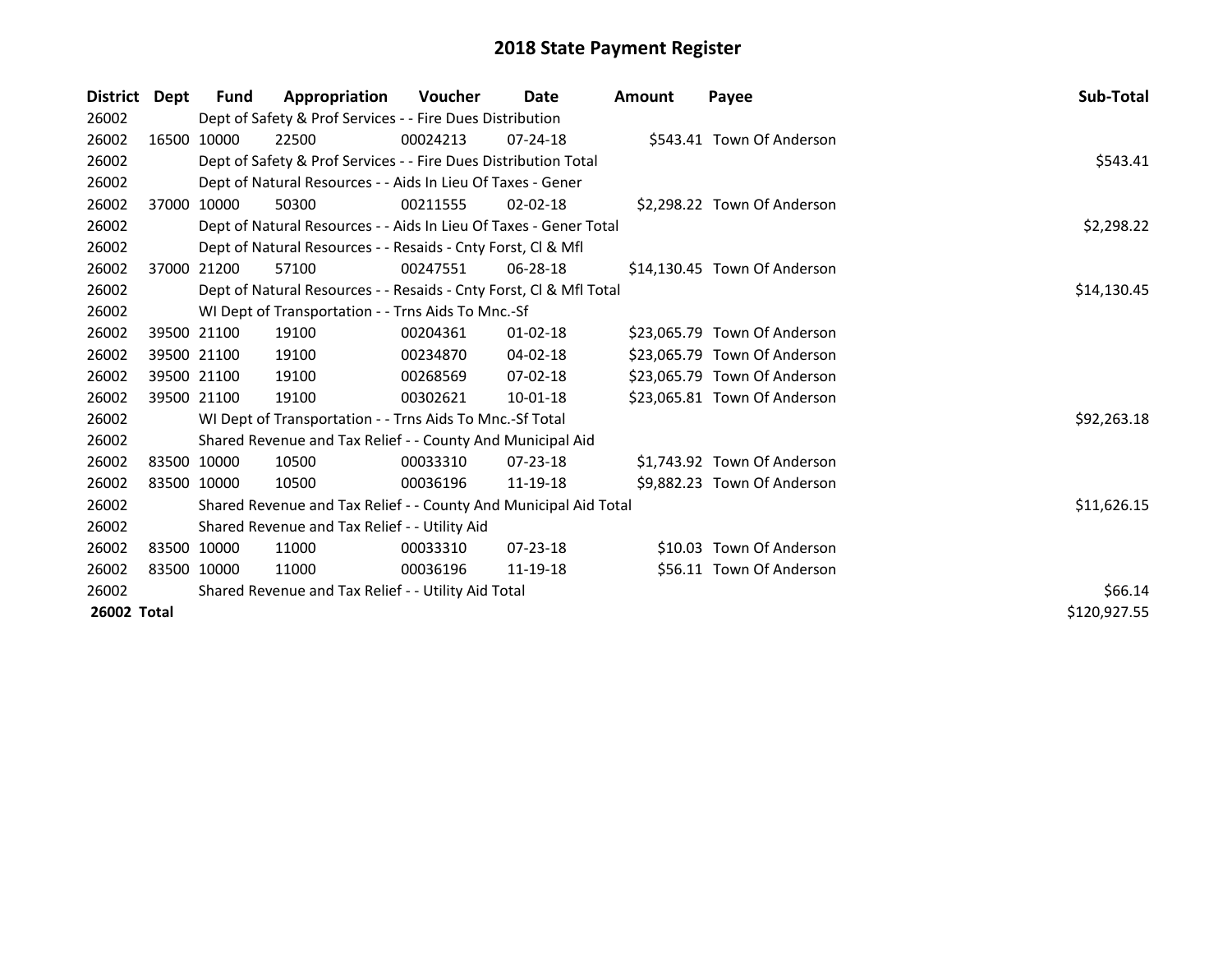# 2018 State Payment Register

| District | Dept | Fund | Appropriation | Voucher | Date | Amount | Payee | Sub-Total |
|---|---|---|---|---|---|---|---|---|
| 26002 | | Dept of Safety & Prof Services - - Fire Dues Distribution | | | | | | |
| 26002 | 16500 | 10000 | 22500 | 00024213 | 07-24-18 | $543.41 | Town Of Anderson | |
| 26002 | | Dept of Safety & Prof Services - - Fire Dues Distribution Total | | | | | | $543.41 |
| 26002 | | Dept of Natural Resources - - Aids In Lieu Of Taxes - Gener | | | | | | |
| 26002 | 37000 | 10000 | 50300 | 00211555 | 02-02-18 | $2,298.22 | Town Of Anderson | |
| 26002 | | Dept of Natural Resources - - Aids In Lieu Of Taxes - Gener Total | | | | | | $2,298.22 |
| 26002 | | Dept of Natural Resources - - Resaids - Cnty Forst, Cl & Mfl | | | | | | |
| 26002 | 37000 | 21200 | 57100 | 00247551 | 06-28-18 | $14,130.45 | Town Of Anderson | |
| 26002 | | Dept of Natural Resources - - Resaids - Cnty Forst, Cl & Mfl Total | | | | | | $14,130.45 |
| 26002 | | WI Dept of Transportation - - Trns Aids To Mnc.-Sf | | | | | | |
| 26002 | 39500 | 21100 | 19100 | 00204361 | 01-02-18 | $23,065.79 | Town Of Anderson | |
| 26002 | 39500 | 21100 | 19100 | 00234870 | 04-02-18 | $23,065.79 | Town Of Anderson | |
| 26002 | 39500 | 21100 | 19100 | 00268569 | 07-02-18 | $23,065.79 | Town Of Anderson | |
| 26002 | 39500 | 21100 | 19100 | 00302621 | 10-01-18 | $23,065.81 | Town Of Anderson | |
| 26002 | | WI Dept of Transportation - - Trns Aids To Mnc.-Sf Total | | | | | | $92,263.18 |
| 26002 | | Shared Revenue and Tax Relief - - County And Municipal Aid | | | | | | |
| 26002 | 83500 | 10000 | 10500 | 00033310 | 07-23-18 | $1,743.92 | Town Of Anderson | |
| 26002 | 83500 | 10000 | 10500 | 00036196 | 11-19-18 | $9,882.23 | Town Of Anderson | |
| 26002 | | Shared Revenue and Tax Relief - - County And Municipal Aid Total | | | | | | $11,626.15 |
| 26002 | | Shared Revenue and Tax Relief - - Utility Aid | | | | | | |
| 26002 | 83500 | 10000 | 11000 | 00033310 | 07-23-18 | $10.03 | Town Of Anderson | |
| 26002 | 83500 | 10000 | 11000 | 00036196 | 11-19-18 | $56.11 | Town Of Anderson | |
| 26002 | | Shared Revenue and Tax Relief - - Utility Aid Total | | | | | | $66.14 |
| **26002 Total** | | | | | | | | $120,927.55 |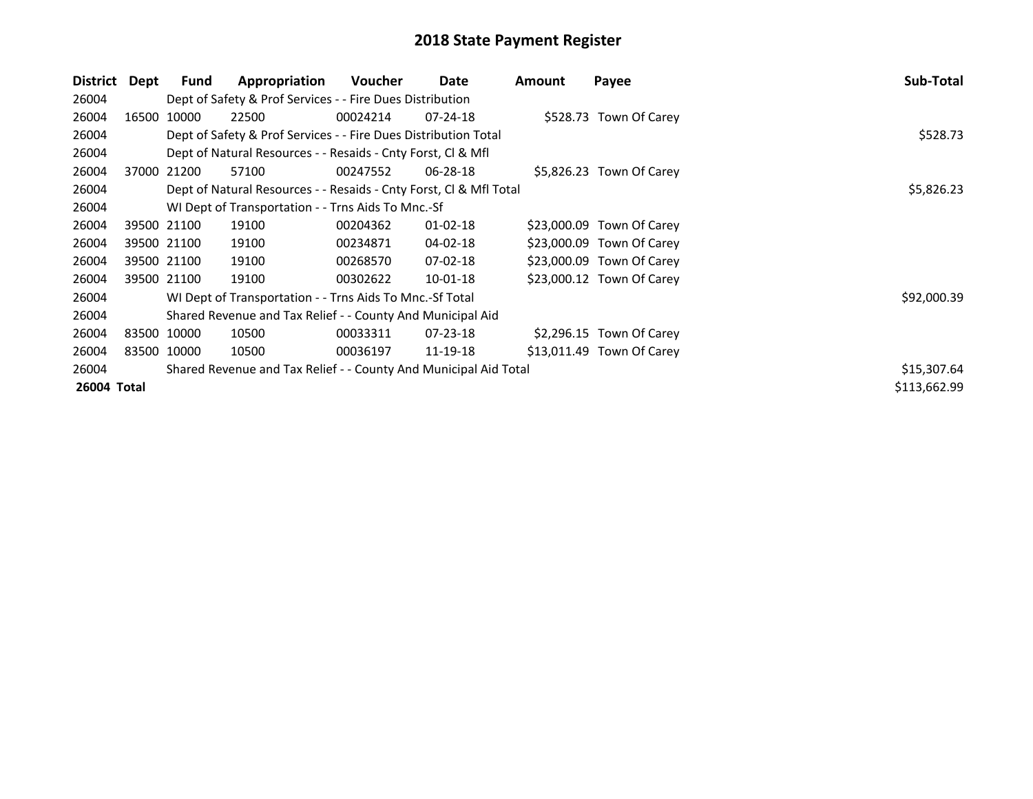# 2018 State Payment Register

| District | Dept | Fund | Appropriation | Voucher | Date | Amount | Payee | Sub-Total |
|---|---|---|---|---|---|---|---|---|
| 26004 | | Dept of Safety & Prof Services - - Fire Dues Distribution | | | | | | |
| 26004 | 16500 | 10000 | 22500 | 00024214 | 07-24-18 | $528.73 | Town Of Carey | |
| 26004 | | Dept of Safety & Prof Services - - Fire Dues Distribution Total | | | | | | $528.73 |
| 26004 | | Dept of Natural Resources - - Resaids - Cnty Forst, Cl & Mfl | | | | | | |
| 26004 | 37000 | 21200 | 57100 | 00247552 | 06-28-18 | $5,826.23 | Town Of Carey | |
| 26004 | | Dept of Natural Resources - - Resaids - Cnty Forst, Cl & Mfl Total | | | | | | $5,826.23 |
| 26004 | | WI Dept of Transportation - - Trns Aids To Mnc.-Sf | | | | | | |
| 26004 | 39500 | 21100 | 19100 | 00204362 | 01-02-18 | $23,000.09 | Town Of Carey | |
| 26004 | 39500 | 21100 | 19100 | 00234871 | 04-02-18 | $23,000.09 | Town Of Carey | |
| 26004 | 39500 | 21100 | 19100 | 00268570 | 07-02-18 | $23,000.09 | Town Of Carey | |
| 26004 | 39500 | 21100 | 19100 | 00302622 | 10-01-18 | $23,000.12 | Town Of Carey | |
| 26004 | | WI Dept of Transportation - - Trns Aids To Mnc.-Sf Total | | | | | | $92,000.39 |
| 26004 | | Shared Revenue and Tax Relief - - County And Municipal Aid | | | | | | |
| 26004 | 83500 | 10000 | 10500 | 00033311 | 07-23-18 | $2,296.15 | Town Of Carey | |
| 26004 | 83500 | 10000 | 10500 | 00036197 | 11-19-18 | $13,011.49 | Town Of Carey | |
| 26004 | | Shared Revenue and Tax Relief - - County And Municipal Aid Total | | | | | | $15,307.64 |
| **26004** | **Total** | | | | | | | $113,662.99 |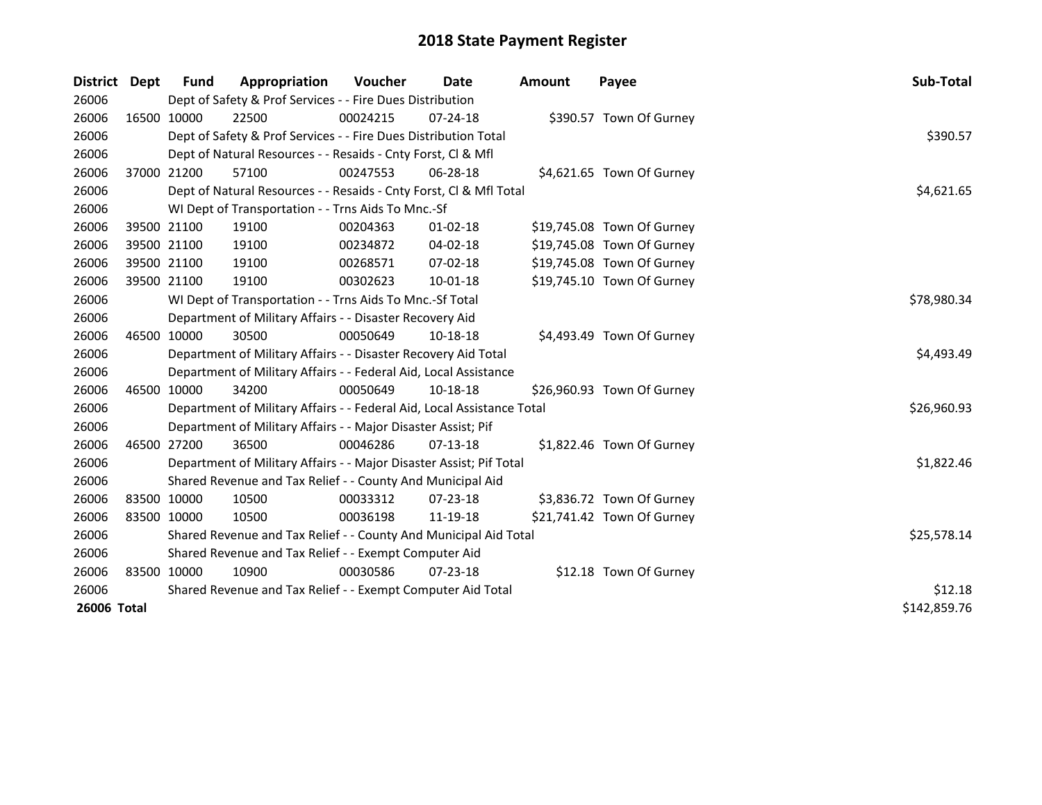# 2018 State Payment Register

| District | Dept | Fund | Appropriation | Voucher | Date | Amount | Payee | Sub-Total |
|---|---|---|---|---|---|---|---|---|
| 26006 | | Dept of Safety & Prof Services - - Fire Dues Distribution | | | | | | |
| 26006 | 16500 | 10000 | 22500 | 00024215 | 07-24-18 | $390.57 | Town Of Gurney | |
| 26006 | | Dept of Safety & Prof Services - - Fire Dues Distribution Total | | | | | | $390.57 |
| 26006 | | Dept of Natural Resources - - Resaids - Cnty Forst, Cl & Mfl | | | | | | |
| 26006 | 37000 | 21200 | 57100 | 00247553 | 06-28-18 | $4,621.65 | Town Of Gurney | |
| 26006 | | Dept of Natural Resources - - Resaids - Cnty Forst, Cl & Mfl Total | | | | | | $4,621.65 |
| 26006 | | WI Dept of Transportation - - Trns Aids To Mnc.-Sf | | | | | | |
| 26006 | 39500 | 21100 | 19100 | 00204363 | 01-02-18 | $19,745.08 | Town Of Gurney | |
| 26006 | 39500 | 21100 | 19100 | 00234872 | 04-02-18 | $19,745.08 | Town Of Gurney | |
| 26006 | 39500 | 21100 | 19100 | 00268571 | 07-02-18 | $19,745.08 | Town Of Gurney | |
| 26006 | 39500 | 21100 | 19100 | 00302623 | 10-01-18 | $19,745.10 | Town Of Gurney | |
| 26006 | | WI Dept of Transportation - - Trns Aids To Mnc.-Sf Total | | | | | | $78,980.34 |
| 26006 | | Department of Military Affairs - - Disaster Recovery Aid | | | | | | |
| 26006 | 46500 | 10000 | 30500 | 00050649 | 10-18-18 | $4,493.49 | Town Of Gurney | |
| 26006 | | Department of Military Affairs - - Disaster Recovery Aid Total | | | | | | $4,493.49 |
| 26006 | | Department of Military Affairs - - Federal Aid, Local Assistance | | | | | | |
| 26006 | 46500 | 10000 | 34200 | 00050649 | 10-18-18 | $26,960.93 | Town Of Gurney | |
| 26006 | | Department of Military Affairs - - Federal Aid, Local Assistance Total | | | | | | $26,960.93 |
| 26006 | | Department of Military Affairs - - Major Disaster Assist; Pif | | | | | | |
| 26006 | 46500 | 27200 | 36500 | 00046286 | 07-13-18 | $1,822.46 | Town Of Gurney | |
| 26006 | | Department of Military Affairs - - Major Disaster Assist; Pif Total | | | | | | $1,822.46 |
| 26006 | | Shared Revenue and Tax Relief - - County And Municipal Aid | | | | | | |
| 26006 | 83500 | 10000 | 10500 | 00033312 | 07-23-18 | $3,836.72 | Town Of Gurney | |
| 26006 | 83500 | 10000 | 10500 | 00036198 | 11-19-18 | $21,741.42 | Town Of Gurney | |
| 26006 | | Shared Revenue and Tax Relief - - County And Municipal Aid Total | | | | | | $25,578.14 |
| 26006 | | Shared Revenue and Tax Relief - - Exempt Computer Aid | | | | | | |
| 26006 | 83500 | 10000 | 10900 | 00030586 | 07-23-18 | $12.18 | Town Of Gurney | |
| 26006 | | Shared Revenue and Tax Relief - - Exempt Computer Aid Total | | | | | | $12.18 |
| **26006 Total** | | | | | | | | $142,859.76 |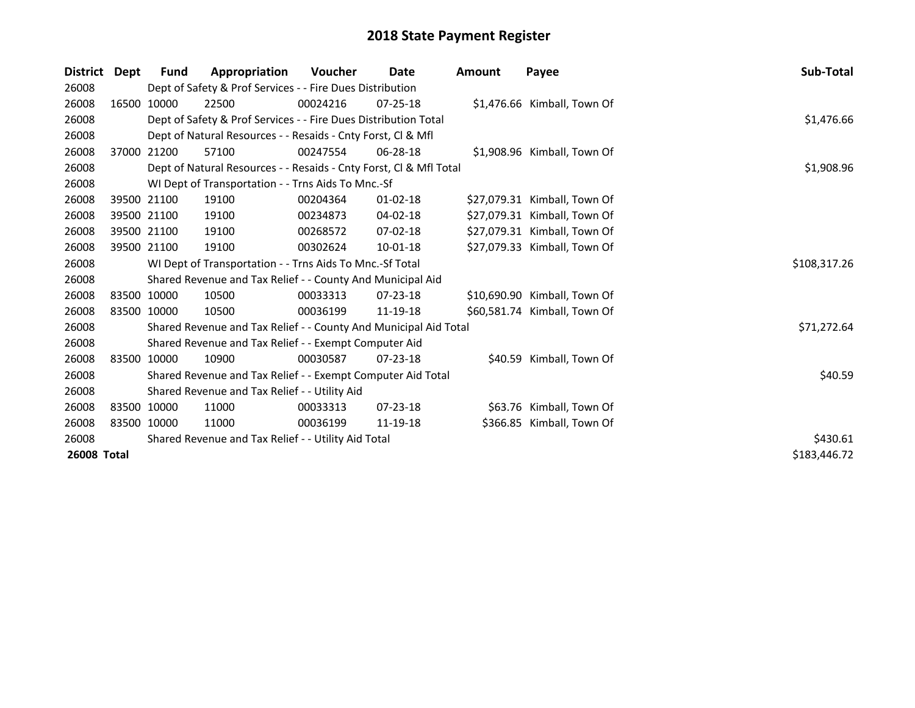# 2018 State Payment Register

| District | Dept | Fund | Appropriation | Voucher | Date | Amount | Payee | Sub-Total |
|---|---|---|---|---|---|---|---|---|
| 26008 | | Dept of Safety & Prof Services - - Fire Dues Distribution | | | | | | |
| 26008 | 16500 | 10000 | 22500 | 00024216 | 07-25-18 | $1,476.66 | Kimball, Town Of | |
| 26008 | | Dept of Safety & Prof Services - - Fire Dues Distribution Total | | | | | | $1,476.66 |
| 26008 | | Dept of Natural Resources - - Resaids - Cnty Forst, Cl & Mfl | | | | | | |
| 26008 | 37000 | 21200 | 57100 | 00247554 | 06-28-18 | $1,908.96 | Kimball, Town Of | |
| 26008 | | Dept of Natural Resources - - Resaids - Cnty Forst, Cl & Mfl Total | | | | | | $1,908.96 |
| 26008 | | WI Dept of Transportation - - Trns Aids To Mnc.-Sf | | | | | | |
| 26008 | 39500 | 21100 | 19100 | 00204364 | 01-02-18 | $27,079.31 | Kimball, Town Of | |
| 26008 | 39500 | 21100 | 19100 | 00234873 | 04-02-18 | $27,079.31 | Kimball, Town Of | |
| 26008 | 39500 | 21100 | 19100 | 00268572 | 07-02-18 | $27,079.31 | Kimball, Town Of | |
| 26008 | 39500 | 21100 | 19100 | 00302624 | 10-01-18 | $27,079.33 | Kimball, Town Of | |
| 26008 | | WI Dept of Transportation - - Trns Aids To Mnc.-Sf Total | | | | | | $108,317.26 |
| 26008 | | Shared Revenue and Tax Relief - - County And Municipal Aid | | | | | | |
| 26008 | 83500 | 10000 | 10500 | 00033313 | 07-23-18 | $10,690.90 | Kimball, Town Of | |
| 26008 | 83500 | 10000 | 10500 | 00036199 | 11-19-18 | $60,581.74 | Kimball, Town Of | |
| 26008 | | Shared Revenue and Tax Relief - - County And Municipal Aid Total | | | | | | $71,272.64 |
| 26008 | | Shared Revenue and Tax Relief - - Exempt Computer Aid | | | | | | |
| 26008 | 83500 | 10000 | 10900 | 00030587 | 07-23-18 | $40.59 | Kimball, Town Of | |
| 26008 | | Shared Revenue and Tax Relief - - Exempt Computer Aid Total | | | | | | $40.59 |
| 26008 | | Shared Revenue and Tax Relief - - Utility Aid | | | | | | |
| 26008 | 83500 | 10000 | 11000 | 00033313 | 07-23-18 | $63.76 | Kimball, Town Of | |
| 26008 | 83500 | 10000 | 11000 | 00036199 | 11-19-18 | $366.85 | Kimball, Town Of | |
| 26008 | | Shared Revenue and Tax Relief - - Utility Aid Total | | | | | | $430.61 |
| **26008 Total** | | | | | | | | $183,446.72 |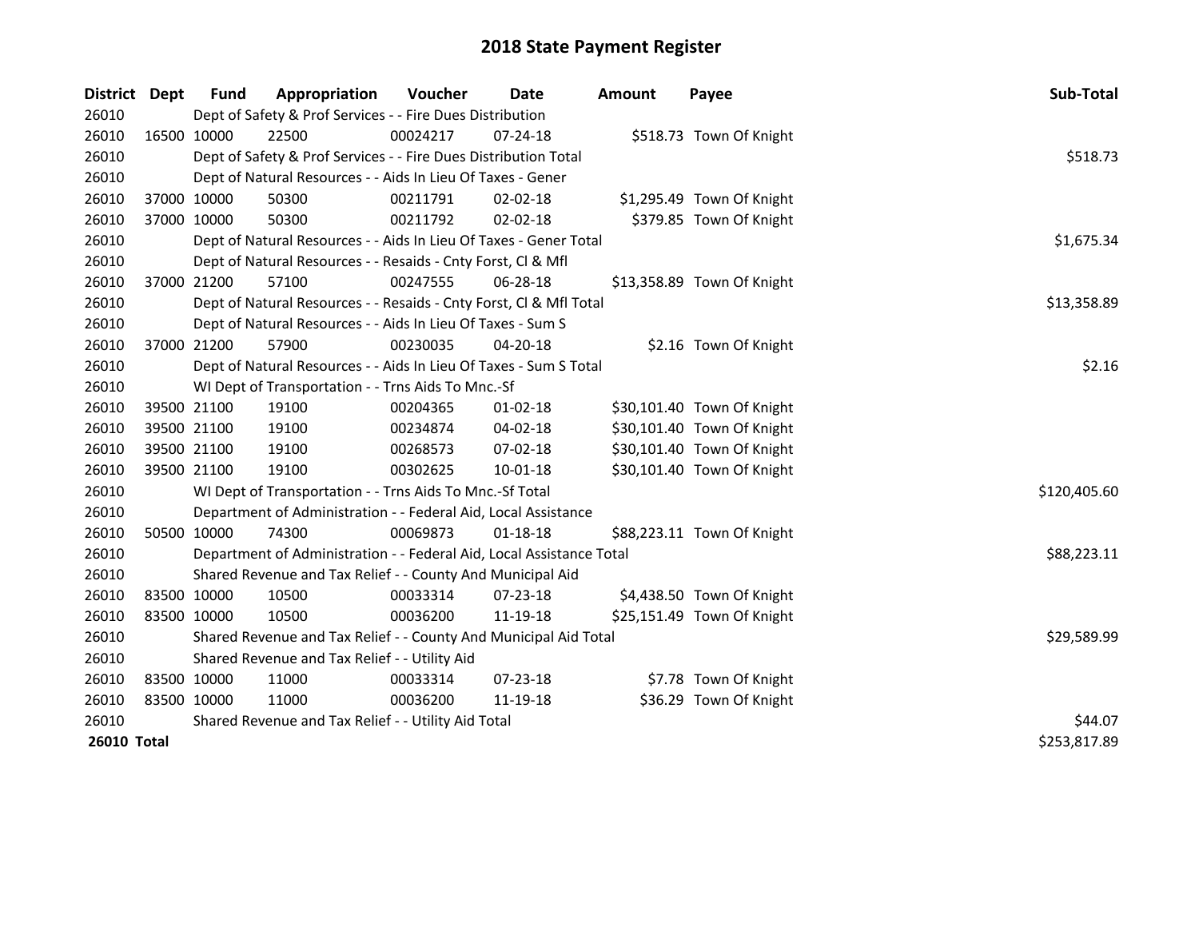# 2018 State Payment Register

| District | Dept | Fund | Appropriation | Voucher | Date | Amount | Payee | Sub-Total |
|---|---|---|---|---|---|---|---|---|
| 26010 | Dept of Safety & Prof Services - - Fire Dues Distribution | | | | | | | |
| 26010 | 16500 | 10000 | 22500 | 00024217 | 07-24-18 | $518.73 | Town Of Knight | |
| 26010 | Dept of Safety & Prof Services - - Fire Dues Distribution Total | | | | | | | $518.73 |
| 26010 | Dept of Natural Resources - - Aids In Lieu Of Taxes - Gener | | | | | | | |
| 26010 | 37000 | 10000 | 50300 | 00211791 | 02-02-18 | $1,295.49 | Town Of Knight | |
| 26010 | 37000 | 10000 | 50300 | 00211792 | 02-02-18 | $379.85 | Town Of Knight | |
| 26010 | Dept of Natural Resources - - Aids In Lieu Of Taxes - Gener Total | | | | | | | $1,675.34 |
| 26010 | Dept of Natural Resources - - Resaids - Cnty Forst, Cl & Mfl | | | | | | | |
| 26010 | 37000 | 21200 | 57100 | 00247555 | 06-28-18 | $13,358.89 | Town Of Knight | |
| 26010 | Dept of Natural Resources - - Resaids - Cnty Forst, Cl & Mfl Total | | | | | | | $13,358.89 |
| 26010 | Dept of Natural Resources - - Aids In Lieu Of Taxes - Sum S | | | | | | | |
| 26010 | 37000 | 21200 | 57900 | 00230035 | 04-20-18 | $2.16 | Town Of Knight | |
| 26010 | Dept of Natural Resources - - Aids In Lieu Of Taxes - Sum S Total | | | | | | | $2.16 |
| 26010 | WI Dept of Transportation - - Trns Aids To Mnc.-Sf | | | | | | | |
| 26010 | 39500 | 21100 | 19100 | 00204365 | 01-02-18 | $30,101.40 | Town Of Knight | |
| 26010 | 39500 | 21100 | 19100 | 00234874 | 04-02-18 | $30,101.40 | Town Of Knight | |
| 26010 | 39500 | 21100 | 19100 | 00268573 | 07-02-18 | $30,101.40 | Town Of Knight | |
| 26010 | 39500 | 21100 | 19100 | 00302625 | 10-01-18 | $30,101.40 | Town Of Knight | |
| 26010 | WI Dept of Transportation - - Trns Aids To Mnc.-Sf Total | | | | | | | $120,405.60 |
| 26010 | Department of Administration - - Federal Aid, Local Assistance | | | | | | | |
| 26010 | 50500 | 10000 | 74300 | 00069873 | 01-18-18 | $88,223.11 | Town Of Knight | |
| 26010 | Department of Administration - - Federal Aid, Local Assistance Total | | | | | | | $88,223.11 |
| 26010 | Shared Revenue and Tax Relief - - County And Municipal Aid | | | | | | | |
| 26010 | 83500 | 10000 | 10500 | 00033314 | 07-23-18 | $4,438.50 | Town Of Knight | |
| 26010 | 83500 | 10000 | 10500 | 00036200 | 11-19-18 | $25,151.49 | Town Of Knight | |
| 26010 | Shared Revenue and Tax Relief - - County And Municipal Aid Total | | | | | | | $29,589.99 |
| 26010 | Shared Revenue and Tax Relief - - Utility Aid | | | | | | | |
| 26010 | 83500 | 10000 | 11000 | 00033314 | 07-23-18 | $7.78 | Town Of Knight | |
| 26010 | 83500 | 10000 | 11000 | 00036200 | 11-19-18 | $36.29 | Town Of Knight | |
| 26010 | Shared Revenue and Tax Relief - - Utility Aid Total | | | | | | | $44.07 |
| **26010 Total** | | | | | | | | $253,817.89 |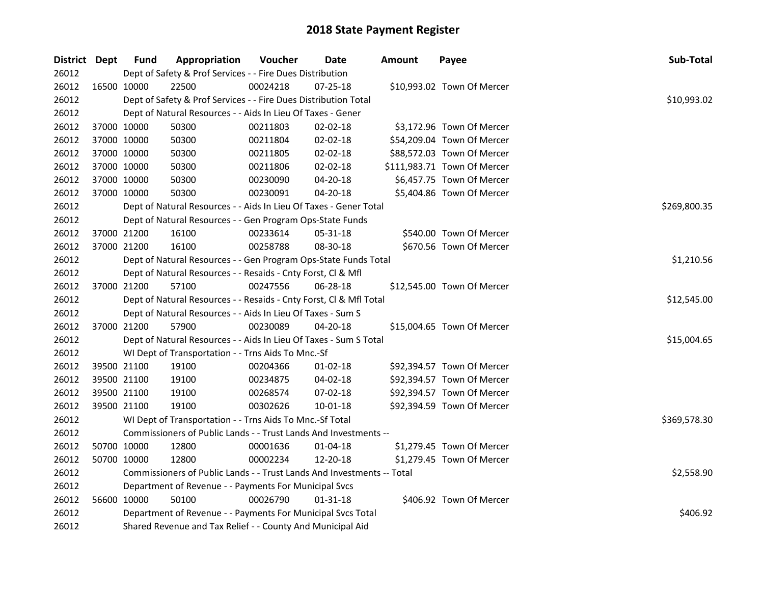# 2018 State Payment Register

| District | Dept | Fund | Appropriation | Voucher | Date | Amount | Payee | Sub-Total |
|---|---|---|---|---|---|---|---|---|
| 26012 | | Dept of Safety & Prof Services - - Fire Dues Distribution | | | | | | |
| 26012 | 16500 | 10000 | 22500 | 00024218 | 07-25-18 | $10,993.02 | Town Of Mercer | |
| 26012 | | Dept of Safety & Prof Services - - Fire Dues Distribution Total | | | | | | $10,993.02 |
| 26012 | | Dept of Natural Resources - - Aids In Lieu Of Taxes - Gener | | | | | | |
| 26012 | 37000 | 10000 | 50300 | 00211803 | 02-02-18 | $3,172.96 | Town Of Mercer | |
| 26012 | 37000 | 10000 | 50300 | 00211804 | 02-02-18 | $54,209.04 | Town Of Mercer | |
| 26012 | 37000 | 10000 | 50300 | 00211805 | 02-02-18 | $88,572.03 | Town Of Mercer | |
| 26012 | 37000 | 10000 | 50300 | 00211806 | 02-02-18 | $111,983.71 | Town Of Mercer | |
| 26012 | 37000 | 10000 | 50300 | 00230090 | 04-20-18 | $6,457.75 | Town Of Mercer | |
| 26012 | 37000 | 10000 | 50300 | 00230091 | 04-20-18 | $5,404.86 | Town Of Mercer | |
| 26012 | | Dept of Natural Resources - - Aids In Lieu Of Taxes - Gener Total | | | | | | $269,800.35 |
| 26012 | | Dept of Natural Resources - - Gen Program Ops-State Funds | | | | | | |
| 26012 | 37000 | 21200 | 16100 | 00233614 | 05-31-18 | $540.00 | Town Of Mercer | |
| 26012 | 37000 | 21200 | 16100 | 00258788 | 08-30-18 | $670.56 | Town Of Mercer | |
| 26012 | | Dept of Natural Resources - - Gen Program Ops-State Funds Total | | | | | | $1,210.56 |
| 26012 | | Dept of Natural Resources - - Resaids - Cnty Forst, Cl & Mfl | | | | | | |
| 26012 | 37000 | 21200 | 57100 | 00247556 | 06-28-18 | $12,545.00 | Town Of Mercer | |
| 26012 | | Dept of Natural Resources - - Resaids - Cnty Forst, Cl & Mfl Total | | | | | | $12,545.00 |
| 26012 | | Dept of Natural Resources - - Aids In Lieu Of Taxes - Sum S | | | | | | |
| 26012 | 37000 | 21200 | 57900 | 00230089 | 04-20-18 | $15,004.65 | Town Of Mercer | |
| 26012 | | Dept of Natural Resources - - Aids In Lieu Of Taxes - Sum S Total | | | | | | $15,004.65 |
| 26012 | | WI Dept of Transportation - - Trns Aids To Mnc.-Sf | | | | | | |
| 26012 | 39500 | 21100 | 19100 | 00204366 | 01-02-18 | $92,394.57 | Town Of Mercer | |
| 26012 | 39500 | 21100 | 19100 | 00234875 | 04-02-18 | $92,394.57 | Town Of Mercer | |
| 26012 | 39500 | 21100 | 19100 | 00268574 | 07-02-18 | $92,394.57 | Town Of Mercer | |
| 26012 | 39500 | 21100 | 19100 | 00302626 | 10-01-18 | $92,394.59 | Town Of Mercer | |
| 26012 | | WI Dept of Transportation - - Trns Aids To Mnc.-Sf Total | | | | | | $369,578.30 |
| 26012 | | Commissioners of Public Lands - - Trust Lands And Investments -- | | | | | | |
| 26012 | 50700 | 10000 | 12800 | 00001636 | 01-04-18 | $1,279.45 | Town Of Mercer | |
| 26012 | 50700 | 10000 | 12800 | 00002234 | 12-20-18 | $1,279.45 | Town Of Mercer | |
| 26012 | | Commissioners of Public Lands - - Trust Lands And Investments -- Total | | | | | | $2,558.90 |
| 26012 | | Department of Revenue - - Payments For Municipal Svcs | | | | | | |
| 26012 | 56600 | 10000 | 50100 | 00026790 | 01-31-18 | $406.92 | Town Of Mercer | |
| 26012 | | Department of Revenue - - Payments For Municipal Svcs Total | | | | | | $406.92 |
| 26012 | | Shared Revenue and Tax Relief - - County And Municipal Aid | | | | | | |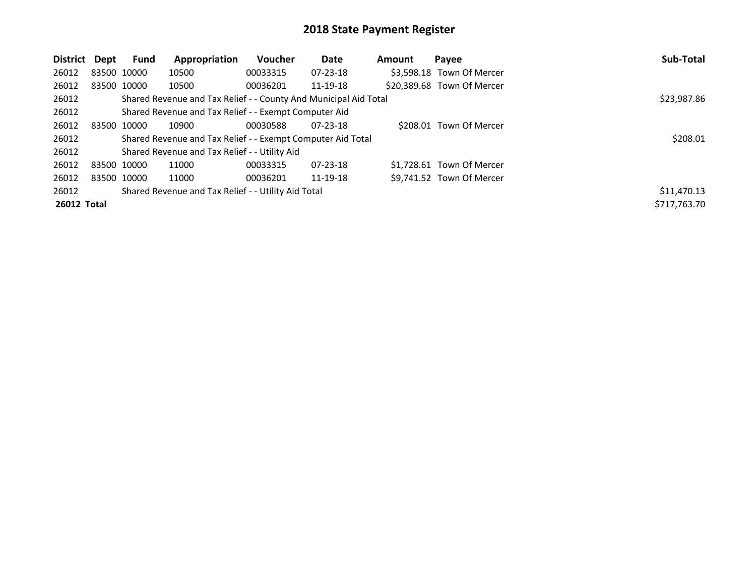# 2018 State Payment Register

| District | Dept | Fund | Appropriation | Voucher | Date | Amount | Payee | Sub-Total |
|---|---|---|---|---|---|---|---|---|
| 26012 | 83500 | 10000 | 10500 | 00033315 | 07-23-18 | $3,598.18 | Town Of Mercer | |
| 26012 | 83500 | 10000 | 10500 | 00036201 | 11-19-18 | $20,389.68 | Town Of Mercer | |
| 26012 | | Shared Revenue and Tax Relief - - County And Municipal Aid Total | | | | | | $23,987.86 |
| 26012 | | Shared Revenue and Tax Relief - - Exempt Computer Aid | | | | | | |
| 26012 | 83500 | 10000 | 10900 | 00030588 | 07-23-18 | $208.01 | Town Of Mercer | |
| 26012 | | Shared Revenue and Tax Relief - - Exempt Computer Aid Total | | | | | | $208.01 |
| 26012 | | Shared Revenue and Tax Relief - - Utility Aid | | | | | | |
| 26012 | 83500 | 10000 | 11000 | 00033315 | 07-23-18 | $1,728.61 | Town Of Mercer | |
| 26012 | 83500 | 10000 | 11000 | 00036201 | 11-19-18 | $9,741.52 | Town Of Mercer | |
| 26012 | | Shared Revenue and Tax Relief - - Utility Aid Total | | | | | | $11,470.13 |
| **26012 Total** | | | | | | | | $717,763.70 |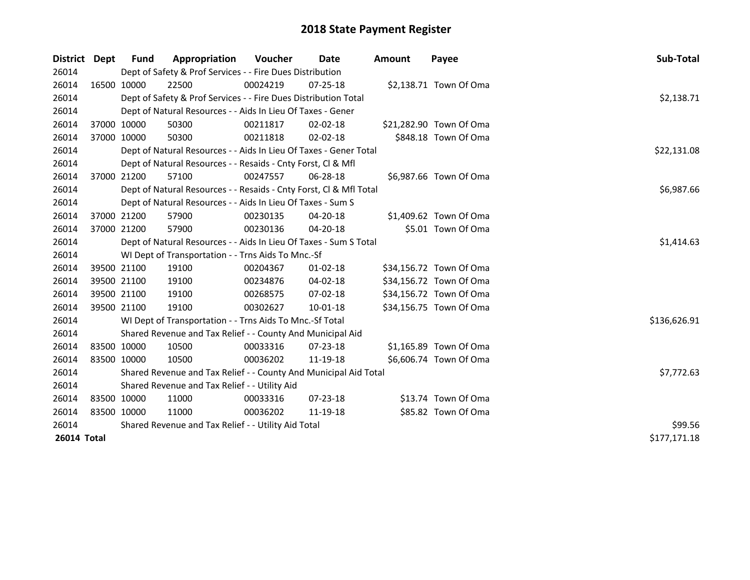# 2018 State Payment Register

| District | Dept | Fund | Appropriation | Voucher | Date | Amount | Payee | Sub-Total |
|---|---|---|---|---|---|---|---|---|
| 26014 | | Dept of Safety & Prof Services - - Fire Dues Distribution | | | | | | |
| 26014 | 16500 | 10000 | 22500 | 00024219 | 07-25-18 | $2,138.71 | Town Of Oma | |
| 26014 | | Dept of Safety & Prof Services - - Fire Dues Distribution Total | | | | | | $2,138.71 |
| 26014 | | Dept of Natural Resources - - Aids In Lieu Of Taxes - Gener | | | | | | |
| 26014 | 37000 | 10000 | 50300 | 00211817 | 02-02-18 | $21,282.90 | Town Of Oma | |
| 26014 | 37000 | 10000 | 50300 | 00211818 | 02-02-18 | $848.18 | Town Of Oma | |
| 26014 | | Dept of Natural Resources - - Aids In Lieu Of Taxes - Gener Total | | | | | | $22,131.08 |
| 26014 | | Dept of Natural Resources - - Resaids - Cnty Forst, Cl & Mfl | | | | | | |
| 26014 | 37000 | 21200 | 57100 | 00247557 | 06-28-18 | $6,987.66 | Town Of Oma | |
| 26014 | | Dept of Natural Resources - - Resaids - Cnty Forst, Cl & Mfl Total | | | | | | $6,987.66 |
| 26014 | | Dept of Natural Resources - - Aids In Lieu Of Taxes - Sum S | | | | | | |
| 26014 | 37000 | 21200 | 57900 | 00230135 | 04-20-18 | $1,409.62 | Town Of Oma | |
| 26014 | 37000 | 21200 | 57900 | 00230136 | 04-20-18 | $5.01 | Town Of Oma | |
| 26014 | | Dept of Natural Resources - - Aids In Lieu Of Taxes - Sum S Total | | | | | | $1,414.63 |
| 26014 | | WI Dept of Transportation - - Trns Aids To Mnc.-Sf | | | | | | |
| 26014 | 39500 | 21100 | 19100 | 00204367 | 01-02-18 | $34,156.72 | Town Of Oma | |
| 26014 | 39500 | 21100 | 19100 | 00234876 | 04-02-18 | $34,156.72 | Town Of Oma | |
| 26014 | 39500 | 21100 | 19100 | 00268575 | 07-02-18 | $34,156.72 | Town Of Oma | |
| 26014 | 39500 | 21100 | 19100 | 00302627 | 10-01-18 | $34,156.75 | Town Of Oma | |
| 26014 | | WI Dept of Transportation - - Trns Aids To Mnc.-Sf Total | | | | | | $136,626.91 |
| 26014 | | Shared Revenue and Tax Relief - - County And Municipal Aid | | | | | | |
| 26014 | 83500 | 10000 | 10500 | 00033316 | 07-23-18 | $1,165.89 | Town Of Oma | |
| 26014 | 83500 | 10000 | 10500 | 00036202 | 11-19-18 | $6,606.74 | Town Of Oma | |
| 26014 | | Shared Revenue and Tax Relief - - County And Municipal Aid Total | | | | | | $7,772.63 |
| 26014 | | Shared Revenue and Tax Relief - - Utility Aid | | | | | | |
| 26014 | 83500 | 10000 | 11000 | 00033316 | 07-23-18 | $13.74 | Town Of Oma | |
| 26014 | 83500 | 10000 | 11000 | 00036202 | 11-19-18 | $85.82 | Town Of Oma | |
| 26014 | | Shared Revenue and Tax Relief - - Utility Aid Total | | | | | | $99.56 |
| **26014 Total** | | | | | | | | $177,171.18 |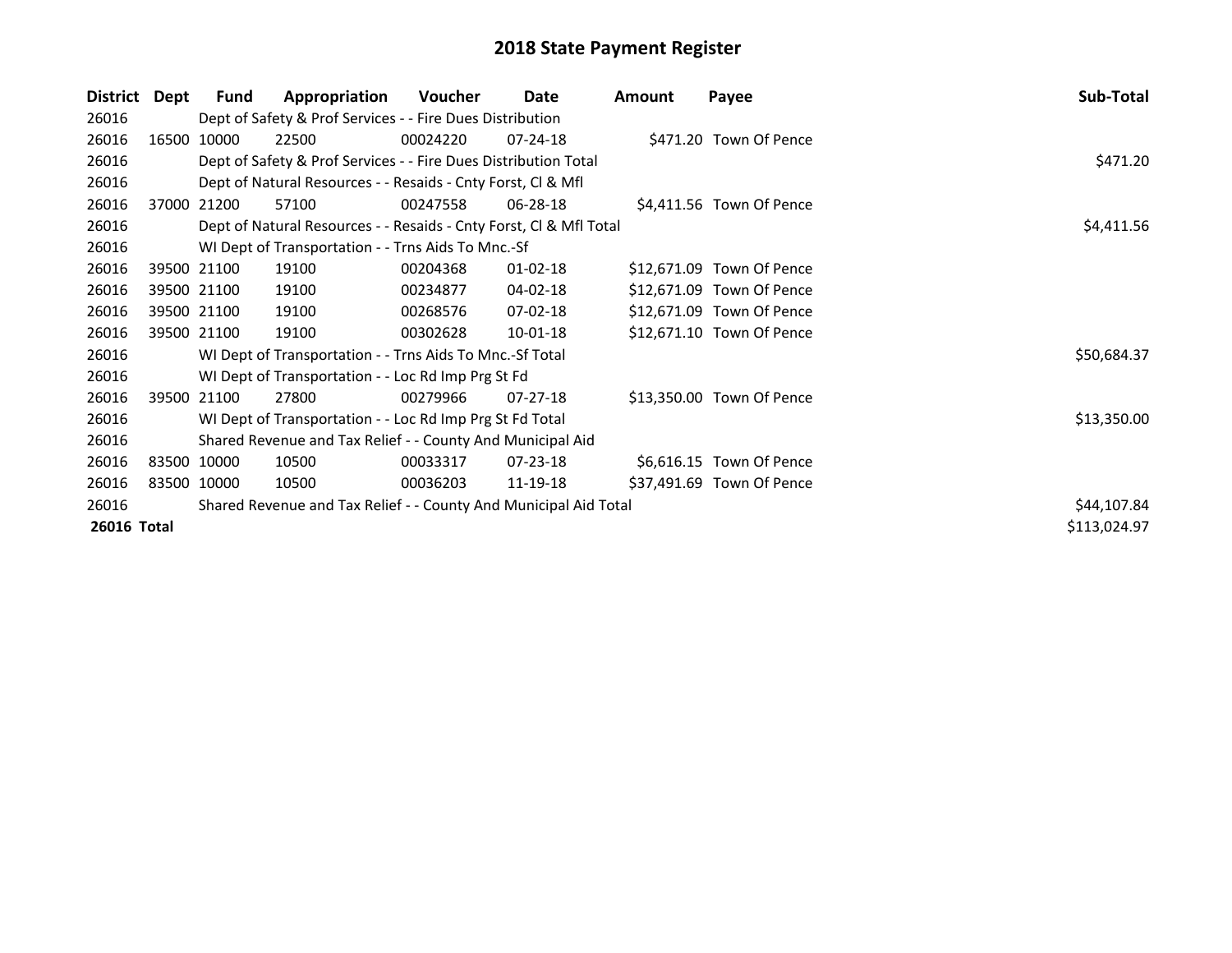# 2018 State Payment Register

| District | Dept | Fund | Appropriation | Voucher | Date | Amount | Payee | Sub-Total |
|---|---|---|---|---|---|---|---|---|
| 26016 | | Dept of Safety & Prof Services - - Fire Dues Distribution | | | | | | |
| 26016 | 16500 | 10000 | 22500 | 00024220 | 07-24-18 | $471.20 | Town Of Pence | |
| 26016 | | Dept of Safety & Prof Services - - Fire Dues Distribution Total | | | | | | $471.20 |
| 26016 | | Dept of Natural Resources - - Resaids - Cnty Forst, Cl & Mfl | | | | | | |
| 26016 | 37000 | 21200 | 57100 | 00247558 | 06-28-18 | $4,411.56 | Town Of Pence | |
| 26016 | | Dept of Natural Resources - - Resaids - Cnty Forst, Cl & Mfl Total | | | | | | $4,411.56 |
| 26016 | | WI Dept of Transportation - - Trns Aids To Mnc.-Sf | | | | | | |
| 26016 | 39500 | 21100 | 19100 | 00204368 | 01-02-18 | $12,671.09 | Town Of Pence | |
| 26016 | 39500 | 21100 | 19100 | 00234877 | 04-02-18 | $12,671.09 | Town Of Pence | |
| 26016 | 39500 | 21100 | 19100 | 00268576 | 07-02-18 | $12,671.09 | Town Of Pence | |
| 26016 | 39500 | 21100 | 19100 | 00302628 | 10-01-18 | $12,671.10 | Town Of Pence | |
| 26016 | | WI Dept of Transportation - - Trns Aids To Mnc.-Sf Total | | | | | | $50,684.37 |
| 26016 | | WI Dept of Transportation - - Loc Rd Imp Prg St Fd | | | | | | |
| 26016 | 39500 | 21100 | 27800 | 00279966 | 07-27-18 | $13,350.00 | Town Of Pence | |
| 26016 | | WI Dept of Transportation - - Loc Rd Imp Prg St Fd Total | | | | | | $13,350.00 |
| 26016 | | Shared Revenue and Tax Relief - - County And Municipal Aid | | | | | | |
| 26016 | 83500 | 10000 | 10500 | 00033317 | 07-23-18 | $6,616.15 | Town Of Pence | |
| 26016 | 83500 | 10000 | 10500 | 00036203 | 11-19-18 | $37,491.69 | Town Of Pence | |
| 26016 | | Shared Revenue and Tax Relief - - County And Municipal Aid Total | | | | | | $44,107.84 |
| **26016 Total** | | | | | | | | $113,024.97 |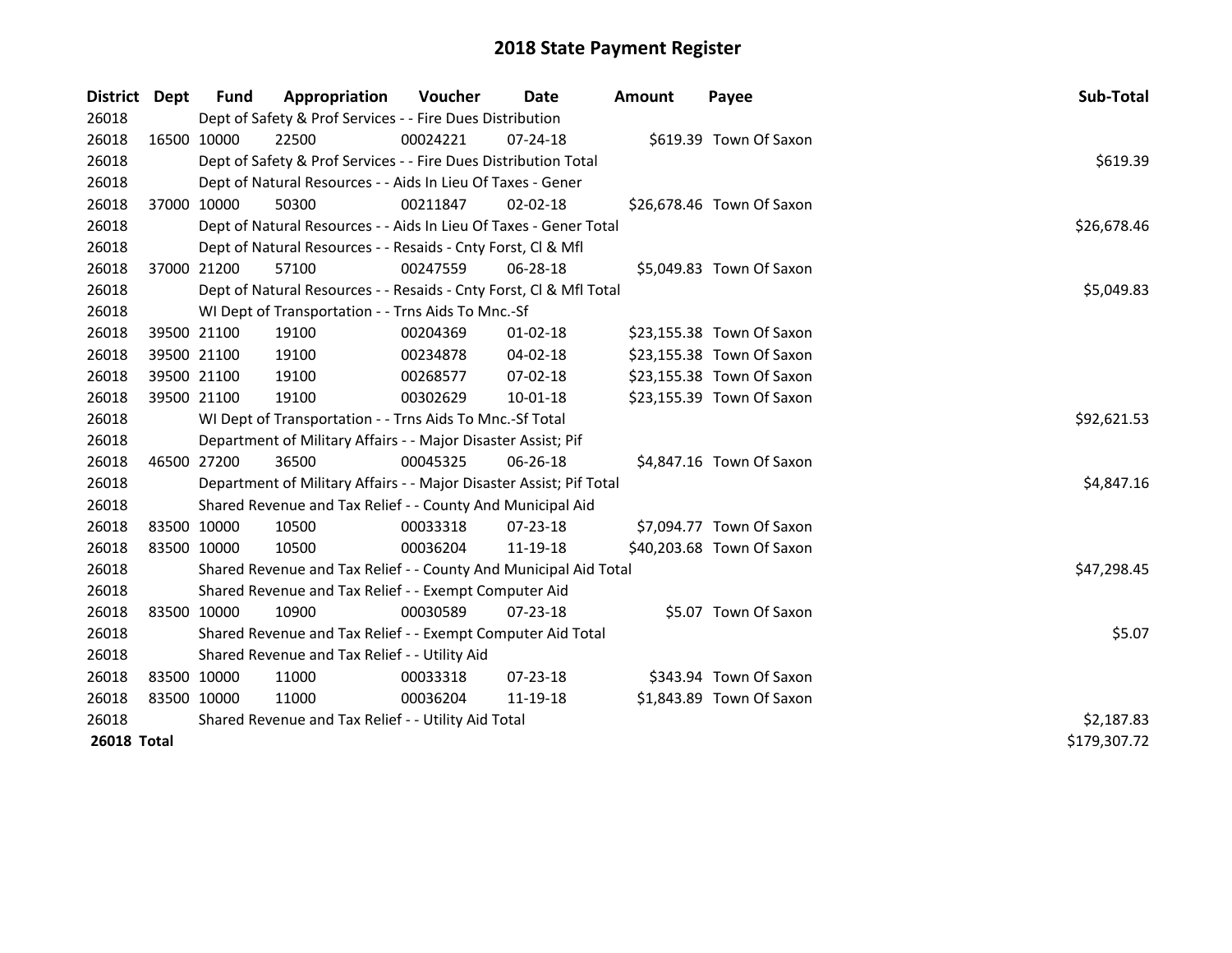# 2018 State Payment Register

| District | Dept | Fund | Appropriation | Voucher | Date | Amount | Payee | Sub-Total |
|---|---|---|---|---|---|---|---|---|
| 26018 | | Dept of Safety & Prof Services - - Fire Dues Distribution | | | | | | |
| 26018 | 16500 | 10000 | 22500 | 00024221 | 07-24-18 | $619.39 | Town Of Saxon | |
| 26018 | | Dept of Safety & Prof Services - - Fire Dues Distribution Total | | | | | | $619.39 |
| 26018 | | Dept of Natural Resources - - Aids In Lieu Of Taxes - Gener | | | | | | |
| 26018 | 37000 | 10000 | 50300 | 00211847 | 02-02-18 | $26,678.46 | Town Of Saxon | |
| 26018 | | Dept of Natural Resources - - Aids In Lieu Of Taxes - Gener Total | | | | | | $26,678.46 |
| 26018 | | Dept of Natural Resources - - Resaids - Cnty Forst, Cl & Mfl | | | | | | |
| 26018 | 37000 | 21200 | 57100 | 00247559 | 06-28-18 | $5,049.83 | Town Of Saxon | |
| 26018 | | Dept of Natural Resources - - Resaids - Cnty Forst, Cl & Mfl Total | | | | | | $5,049.83 |
| 26018 | | WI Dept of Transportation - - Trns Aids To Mnc.-Sf | | | | | | |
| 26018 | 39500 | 21100 | 19100 | 00204369 | 01-02-18 | $23,155.38 | Town Of Saxon | |
| 26018 | 39500 | 21100 | 19100 | 00234878 | 04-02-18 | $23,155.38 | Town Of Saxon | |
| 26018 | 39500 | 21100 | 19100 | 00268577 | 07-02-18 | $23,155.38 | Town Of Saxon | |
| 26018 | 39500 | 21100 | 19100 | 00302629 | 10-01-18 | $23,155.39 | Town Of Saxon | |
| 26018 | | WI Dept of Transportation - - Trns Aids To Mnc.-Sf Total | | | | | | $92,621.53 |
| 26018 | | Department of Military Affairs - - Major Disaster Assist; Pif | | | | | | |
| 26018 | 46500 | 27200 | 36500 | 00045325 | 06-26-18 | $4,847.16 | Town Of Saxon | |
| 26018 | | Department of Military Affairs - - Major Disaster Assist; Pif Total | | | | | | $4,847.16 |
| 26018 | | Shared Revenue and Tax Relief - - County And Municipal Aid | | | | | | |
| 26018 | 83500 | 10000 | 10500 | 00033318 | 07-23-18 | $7,094.77 | Town Of Saxon | |
| 26018 | 83500 | 10000 | 10500 | 00036204 | 11-19-18 | $40,203.68 | Town Of Saxon | |
| 26018 | | Shared Revenue and Tax Relief - - County And Municipal Aid Total | | | | | | $47,298.45 |
| 26018 | | Shared Revenue and Tax Relief - - Exempt Computer Aid | | | | | | |
| 26018 | 83500 | 10000 | 10900 | 00030589 | 07-23-18 | $5.07 | Town Of Saxon | |
| 26018 | | Shared Revenue and Tax Relief - - Exempt Computer Aid Total | | | | | | $5.07 |
| 26018 | | Shared Revenue and Tax Relief - - Utility Aid | | | | | | |
| 26018 | 83500 | 10000 | 11000 | 00033318 | 07-23-18 | $343.94 | Town Of Saxon | |
| 26018 | 83500 | 10000 | 11000 | 00036204 | 11-19-18 | $1,843.89 | Town Of Saxon | |
| 26018 | | Shared Revenue and Tax Relief - - Utility Aid Total | | | | | | $2,187.83 |
| **26018 Total** | | | | | | | | $179,307.72 |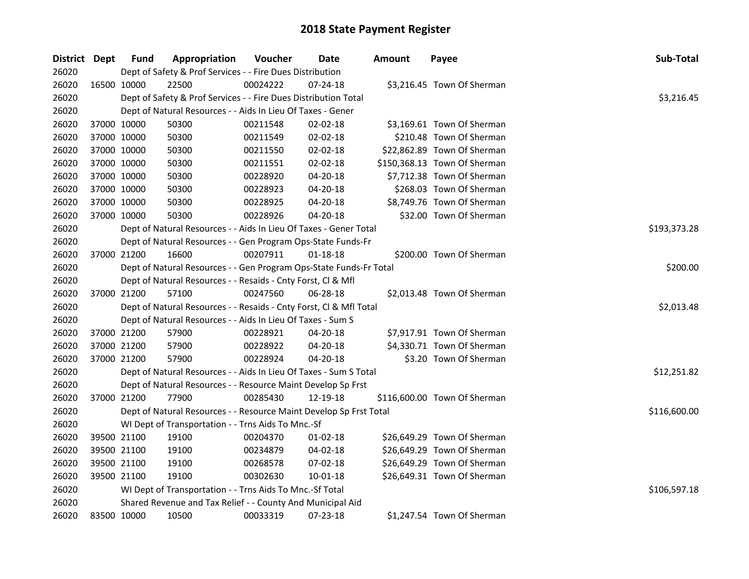# 2018 State Payment Register

| District | Dept | Fund | Appropriation | Voucher | Date | Amount | Payee | Sub-Total |
|---|---|---|---|---|---|---|---|---|
| 26020 | | Dept of Safety & Prof Services - - Fire Dues Distribution | | | | | | |
| 26020 | 16500 | 10000 | 22500 | 00024222 | 07-24-18 | $3,216.45 | Town Of Sherman | |
| 26020 | | Dept of Safety & Prof Services - - Fire Dues Distribution Total | | | | | | $3,216.45 |
| 26020 | | Dept of Natural Resources - - Aids In Lieu Of Taxes - Gener | | | | | | |
| 26020 | 37000 | 10000 | 50300 | 00211548 | 02-02-18 | $3,169.61 | Town Of Sherman | |
| 26020 | 37000 | 10000 | 50300 | 00211549 | 02-02-18 | $210.48 | Town Of Sherman | |
| 26020 | 37000 | 10000 | 50300 | 00211550 | 02-02-18 | $22,862.89 | Town Of Sherman | |
| 26020 | 37000 | 10000 | 50300 | 00211551 | 02-02-18 | $150,368.13 | Town Of Sherman | |
| 26020 | 37000 | 10000 | 50300 | 00228920 | 04-20-18 | $7,712.38 | Town Of Sherman | |
| 26020 | 37000 | 10000 | 50300 | 00228923 | 04-20-18 | $268.03 | Town Of Sherman | |
| 26020 | 37000 | 10000 | 50300 | 00228925 | 04-20-18 | $8,749.76 | Town Of Sherman | |
| 26020 | 37000 | 10000 | 50300 | 00228926 | 04-20-18 | $32.00 | Town Of Sherman | |
| 26020 | | Dept of Natural Resources - - Aids In Lieu Of Taxes - Gener Total | | | | | | $193,373.28 |
| 26020 | | Dept of Natural Resources - - Gen Program Ops-State Funds-Fr | | | | | | |
| 26020 | 37000 | 21200 | 16600 | 00207911 | 01-18-18 | $200.00 | Town Of Sherman | |
| 26020 | | Dept of Natural Resources - - Gen Program Ops-State Funds-Fr Total | | | | | | $200.00 |
| 26020 | | Dept of Natural Resources - - Resaids - Cnty Forst, Cl & Mfl | | | | | | |
| 26020 | 37000 | 21200 | 57100 | 00247560 | 06-28-18 | $2,013.48 | Town Of Sherman | |
| 26020 | | Dept of Natural Resources - - Resaids - Cnty Forst, Cl & Mfl Total | | | | | | $2,013.48 |
| 26020 | | Dept of Natural Resources - - Aids In Lieu Of Taxes - Sum S | | | | | | |
| 26020 | 37000 | 21200 | 57900 | 00228921 | 04-20-18 | $7,917.91 | Town Of Sherman | |
| 26020 | 37000 | 21200 | 57900 | 00228922 | 04-20-18 | $4,330.71 | Town Of Sherman | |
| 26020 | 37000 | 21200 | 57900 | 00228924 | 04-20-18 | $3.20 | Town Of Sherman | |
| 26020 | | Dept of Natural Resources - - Aids In Lieu Of Taxes - Sum S Total | | | | | | $12,251.82 |
| 26020 | | Dept of Natural Resources - - Resource Maint Develop Sp Frst | | | | | | |
| 26020 | 37000 | 21200 | 77900 | 00285430 | 12-19-18 | $116,600.00 | Town Of Sherman | |
| 26020 | | Dept of Natural Resources - - Resource Maint Develop Sp Frst Total | | | | | | $116,600.00 |
| 26020 | | WI Dept of Transportation - - Trns Aids To Mnc.-Sf | | | | | | |
| 26020 | 39500 | 21100 | 19100 | 00204370 | 01-02-18 | $26,649.29 | Town Of Sherman | |
| 26020 | 39500 | 21100 | 19100 | 00234879 | 04-02-18 | $26,649.29 | Town Of Sherman | |
| 26020 | 39500 | 21100 | 19100 | 00268578 | 07-02-18 | $26,649.29 | Town Of Sherman | |
| 26020 | 39500 | 21100 | 19100 | 00302630 | 10-01-18 | $26,649.31 | Town Of Sherman | |
| 26020 | | WI Dept of Transportation - - Trns Aids To Mnc.-Sf Total | | | | | | $106,597.18 |
| 26020 | | Shared Revenue and Tax Relief - - County And Municipal Aid | | | | | | |
| 26020 | 83500 | 10000 | 10500 | 00033319 | 07-23-18 | $1,247.54 | Town Of Sherman | |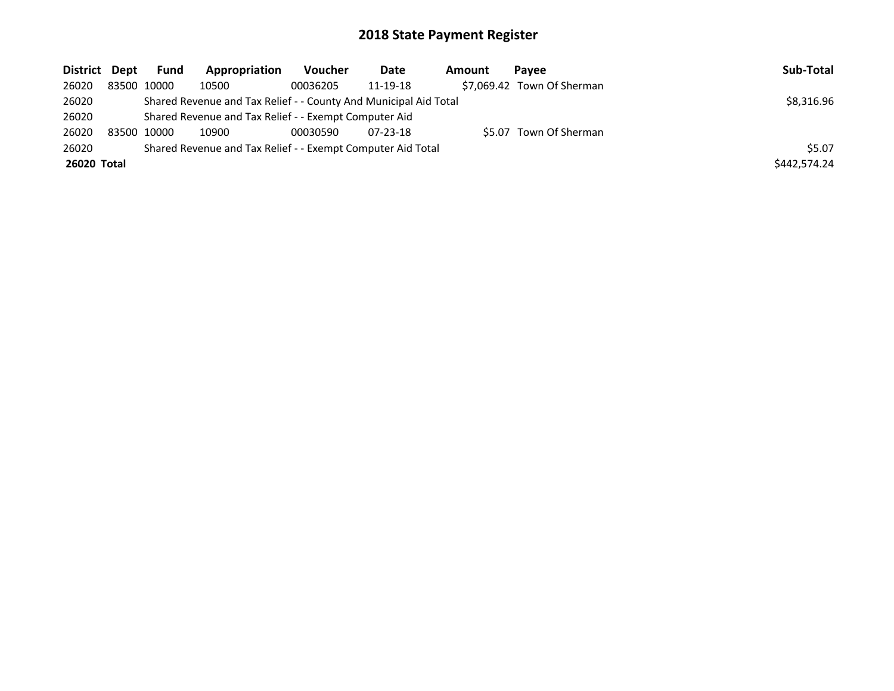# 2018 State Payment Register

| District | Dept | Fund | Appropriation | Voucher | Date | Amount | Payee | Sub-Total |
|---|---|---|---|---|---|---|---|---|
| 26020 | 83500 | 10000 | 10500 | 00036205 | 11-19-18 | $7,069.42 | Town Of Sherman | |
| 26020 | Shared Revenue and Tax Relief - - County And Municipal Aid Total | | | | | | | $8,316.96 |
| 26020 | Shared Revenue and Tax Relief - - Exempt Computer Aid | | | | | | | |
| 26020 | 83500 | 10000 | 10900 | 00030590 | 07-23-18 | $5.07 | Town Of Sherman | |
| 26020 | Shared Revenue and Tax Relief - - Exempt Computer Aid Total | | | | | | | $5.07 |
| **26020 Total** | | | | | | | | $442,574.24 |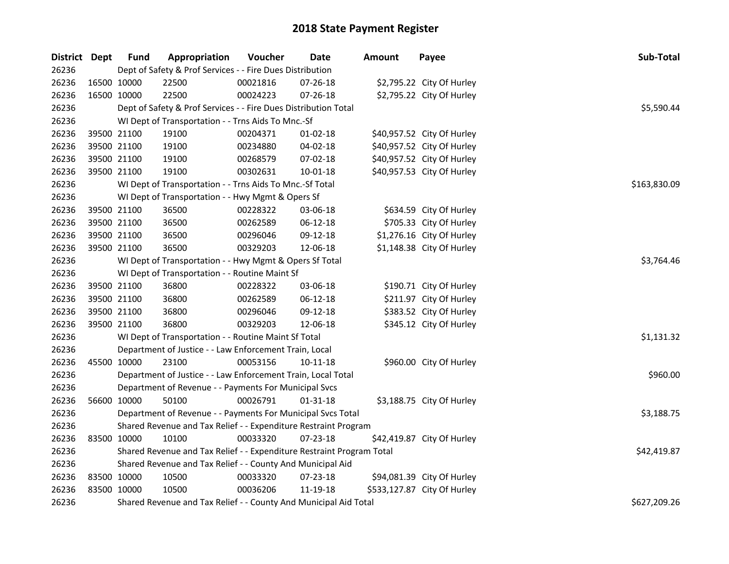# 2018 State Payment Register

| District | Dept | Fund | Appropriation | Voucher | Date | Amount | Payee | Sub-Total |
|---|---|---|---|---|---|---|---|---|
| 26236 | | Dept of Safety & Prof Services - - Fire Dues Distribution | | | | | | |
| 26236 | 16500 | 10000 | 22500 | 00021816 | 07-26-18 | $2,795.22 | City Of Hurley | |
| 26236 | 16500 | 10000 | 22500 | 00024223 | 07-26-18 | $2,795.22 | City Of Hurley | |
| 26236 | | Dept of Safety & Prof Services - - Fire Dues Distribution Total | | | | | | $5,590.44 |
| 26236 | | WI Dept of Transportation - - Trns Aids To Mnc.-Sf | | | | | | |
| 26236 | 39500 | 21100 | 19100 | 00204371 | 01-02-18 | $40,957.52 | City Of Hurley | |
| 26236 | 39500 | 21100 | 19100 | 00234880 | 04-02-18 | $40,957.52 | City Of Hurley | |
| 26236 | 39500 | 21100 | 19100 | 00268579 | 07-02-18 | $40,957.52 | City Of Hurley | |
| 26236 | 39500 | 21100 | 19100 | 00302631 | 10-01-18 | $40,957.53 | City Of Hurley | |
| 26236 | | WI Dept of Transportation - - Trns Aids To Mnc.-Sf Total | | | | | | $163,830.09 |
| 26236 | | WI Dept of Transportation - - Hwy Mgmt & Opers Sf | | | | | | |
| 26236 | 39500 | 21100 | 36500 | 00228322 | 03-06-18 | $634.59 | City Of Hurley | |
| 26236 | 39500 | 21100 | 36500 | 00262589 | 06-12-18 | $705.33 | City Of Hurley | |
| 26236 | 39500 | 21100 | 36500 | 00296046 | 09-12-18 | $1,276.16 | City Of Hurley | |
| 26236 | 39500 | 21100 | 36500 | 00329203 | 12-06-18 | $1,148.38 | City Of Hurley | |
| 26236 | | WI Dept of Transportation - - Hwy Mgmt & Opers Sf Total | | | | | | $3,764.46 |
| 26236 | | WI Dept of Transportation - - Routine Maint Sf | | | | | | |
| 26236 | 39500 | 21100 | 36800 | 00228322 | 03-06-18 | $190.71 | City Of Hurley | |
| 26236 | 39500 | 21100 | 36800 | 00262589 | 06-12-18 | $211.97 | City Of Hurley | |
| 26236 | 39500 | 21100 | 36800 | 00296046 | 09-12-18 | $383.52 | City Of Hurley | |
| 26236 | 39500 | 21100 | 36800 | 00329203 | 12-06-18 | $345.12 | City Of Hurley | |
| 26236 | | WI Dept of Transportation - - Routine Maint Sf Total | | | | | | $1,131.32 |
| 26236 | | Department of Justice - - Law Enforcement Train, Local | | | | | | |
| 26236 | 45500 | 10000 | 23100 | 00053156 | 10-11-18 | $960.00 | City Of Hurley | |
| 26236 | | Department of Justice - - Law Enforcement Train, Local Total | | | | | | $960.00 |
| 26236 | | Department of Revenue - - Payments For Municipal Svcs | | | | | | |
| 26236 | 56600 | 10000 | 50100 | 00026791 | 01-31-18 | $3,188.75 | City Of Hurley | |
| 26236 | | Department of Revenue - - Payments For Municipal Svcs Total | | | | | | $3,188.75 |
| 26236 | | Shared Revenue and Tax Relief - - Expenditure Restraint Program | | | | | | |
| 26236 | 83500 | 10000 | 10100 | 00033320 | 07-23-18 | $42,419.87 | City Of Hurley | |
| 26236 | | Shared Revenue and Tax Relief - - Expenditure Restraint Program Total | | | | | | $42,419.87 |
| 26236 | | Shared Revenue and Tax Relief - - County And Municipal Aid | | | | | | |
| 26236 | 83500 | 10000 | 10500 | 00033320 | 07-23-18 | $94,081.39 | City Of Hurley | |
| 26236 | 83500 | 10000 | 10500 | 00036206 | 11-19-18 | $533,127.87 | City Of Hurley | |
| 26236 | | Shared Revenue and Tax Relief - - County And Municipal Aid Total | | | | | | $627,209.26 |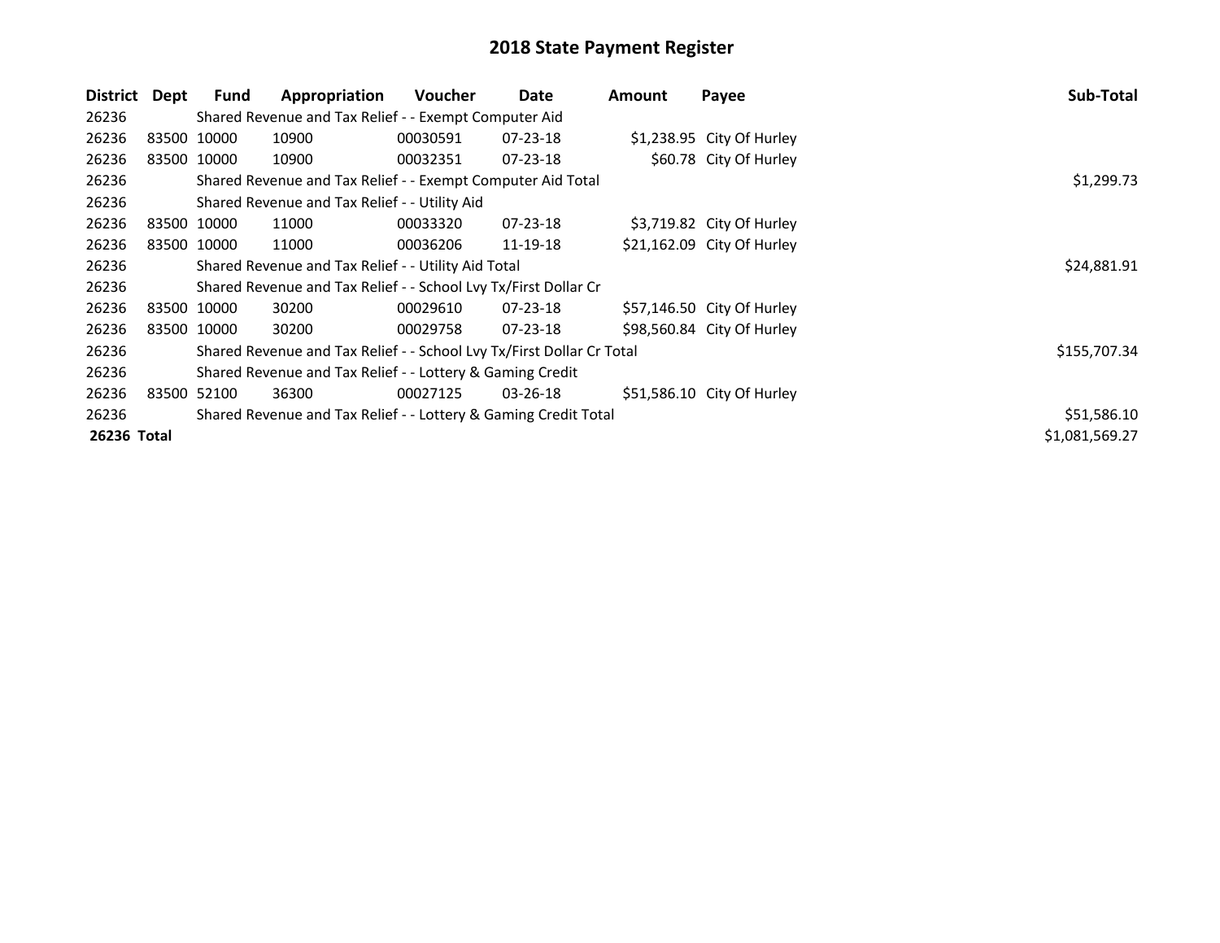# 2018 State Payment Register

| District | Dept | Fund | Appropriation | Voucher | Date | Amount | Payee | Sub-Total |
|---|---|---|---|---|---|---|---|---|
| 26236 | | Shared Revenue and Tax Relief - - Exempt Computer Aid | | | | | | |
| 26236 | 83500 | 10000 | 10900 | 00030591 | 07-23-18 | $1,238.95 | City Of Hurley | |
| 26236 | 83500 | 10000 | 10900 | 00032351 | 07-23-18 | $60.78 | City Of Hurley | |
| 26236 | | Shared Revenue and Tax Relief - - Exempt Computer Aid Total | | | | | | $1,299.73 |
| 26236 | | Shared Revenue and Tax Relief - - Utility Aid | | | | | | |
| 26236 | 83500 | 10000 | 11000 | 00033320 | 07-23-18 | $3,719.82 | City Of Hurley | |
| 26236 | 83500 | 10000 | 11000 | 00036206 | 11-19-18 | $21,162.09 | City Of Hurley | |
| 26236 | | Shared Revenue and Tax Relief - - Utility Aid Total | | | | | | $24,881.91 |
| 26236 | | Shared Revenue and Tax Relief - - School Lvy Tx/First Dollar Cr | | | | | | |
| 26236 | 83500 | 10000 | 30200 | 00029610 | 07-23-18 | $57,146.50 | City Of Hurley | |
| 26236 | 83500 | 10000 | 30200 | 00029758 | 07-23-18 | $98,560.84 | City Of Hurley | |
| 26236 | | Shared Revenue and Tax Relief - - School Lvy Tx/First Dollar Cr Total | | | | | | $155,707.34 |
| 26236 | | Shared Revenue and Tax Relief - - Lottery & Gaming Credit | | | | | | |
| 26236 | 83500 | 52100 | 36300 | 00027125 | 03-26-18 | $51,586.10 | City Of Hurley | |
| 26236 | | Shared Revenue and Tax Relief - - Lottery & Gaming Credit Total | | | | | | $51,586.10 |
| **26236** | **Total** | | | | | | | $1,081,569.27 |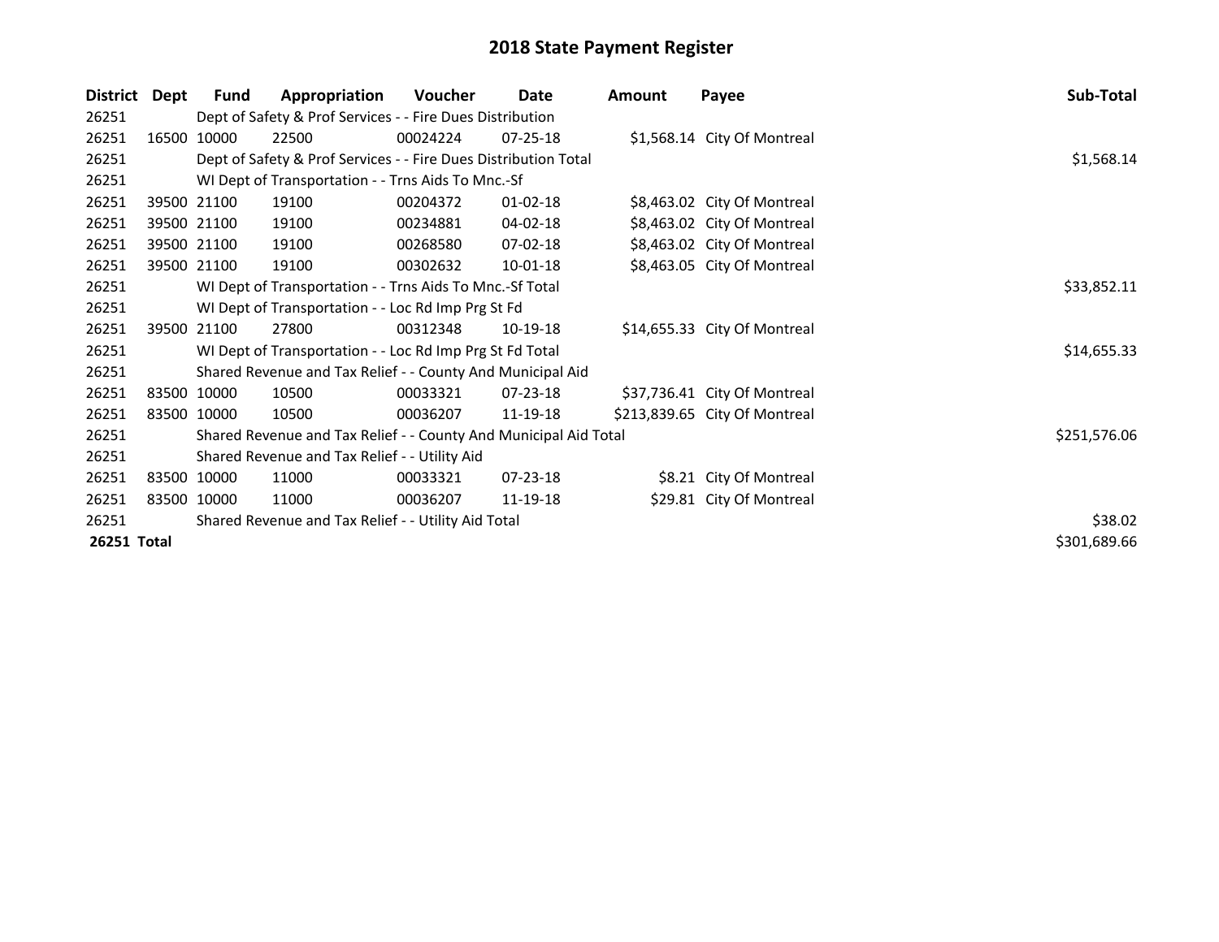# 2018 State Payment Register

| District | Dept | Fund | Appropriation | Voucher | Date | Amount | Payee | Sub-Total |
|---|---|---|---|---|---|---|---|---|
| 26251 | | Dept of Safety & Prof Services - - Fire Dues Distribution | | | | | | |
| 26251 | 16500 | 10000 | 22500 | 00024224 | 07-25-18 | $1,568.14 | City Of Montreal | |
| 26251 | | Dept of Safety & Prof Services - - Fire Dues Distribution Total | | | | | | $1,568.14 |
| 26251 | | WI Dept of Transportation - - Trns Aids To Mnc.-Sf | | | | | | |
| 26251 | 39500 | 21100 | 19100 | 00204372 | 01-02-18 | $8,463.02 | City Of Montreal | |
| 26251 | 39500 | 21100 | 19100 | 00234881 | 04-02-18 | $8,463.02 | City Of Montreal | |
| 26251 | 39500 | 21100 | 19100 | 00268580 | 07-02-18 | $8,463.02 | City Of Montreal | |
| 26251 | 39500 | 21100 | 19100 | 00302632 | 10-01-18 | $8,463.05 | City Of Montreal | |
| 26251 | | WI Dept of Transportation - - Trns Aids To Mnc.-Sf Total | | | | | | $33,852.11 |
| 26251 | | WI Dept of Transportation - - Loc Rd Imp Prg St Fd | | | | | | |
| 26251 | 39500 | 21100 | 27800 | 00312348 | 10-19-18 | $14,655.33 | City Of Montreal | |
| 26251 | | WI Dept of Transportation - - Loc Rd Imp Prg St Fd Total | | | | | | $14,655.33 |
| 26251 | | Shared Revenue and Tax Relief - - County And Municipal Aid | | | | | | |
| 26251 | 83500 | 10000 | 10500 | 00033321 | 07-23-18 | $37,736.41 | City Of Montreal | |
| 26251 | 83500 | 10000 | 10500 | 00036207 | 11-19-18 | $213,839.65 | City Of Montreal | |
| 26251 | | Shared Revenue and Tax Relief - - County And Municipal Aid Total | | | | | | $251,576.06 |
| 26251 | | Shared Revenue and Tax Relief - - Utility Aid | | | | | | |
| 26251 | 83500 | 10000 | 11000 | 00033321 | 07-23-18 | $8.21 | City Of Montreal | |
| 26251 | 83500 | 10000 | 11000 | 00036207 | 11-19-18 | $29.81 | City Of Montreal | |
| 26251 | | Shared Revenue and Tax Relief - - Utility Aid Total | | | | | | $38.02 |
| **26251** | **Total** | | | | | | | $301,689.66 |